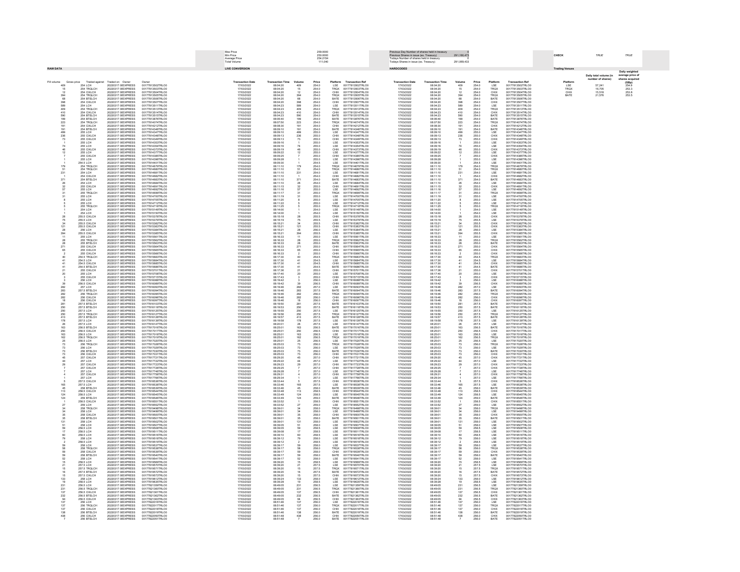| | |
|---|---|
| Max Price | 259.0000 |
| Min Price | 250.0000 |
| Average Price | 254.2154 |
| Total Volume | 111,040 |

| | |
|---|---|
| Previous Day Number of shares held in treasury | 0 |
| Previous Shares in issue (ex. Treasury) | 291,180,473 |
| Todays Number of shares held in treasury | 0 |
| Todays Shares in issue (ex. Treasury) | 291,069,433 |

| CHECK | TRUE | TRUE |
|---|---|---|

## Trading Venues

| Platform | Daily total volume (in number of shares) | Daily weighted average price of shares acquired (GBp) |
|---|---|---|
| LSE | 57,241 | 254.9 |
| TRQX | 16,705 | 253.3 |
| CHIX | 15,518 | 253.8 |
| BATE | 21,576 | 253.5 |

## RAW DATA

| Fill volume | Gross price | Traded against | Traded on | Owner | Owner |
|---|---|---|---|---|---|
| 409 | 254 | LCH | 20220317 08 | EXPRESS | 00177813502TRLO0 |
| 15 | 254 | TRQLCH | 20220317 08 | EXPRESS | 00177813503TRLO0 |
| 12 | 254 | CXLCH | 20220317 08 | EXPRESS | 00177813504TRLO0 |
| 394 | 254 | TRQLCH | 20220317 08 | EXPRESS | 00177813505TRLO0 |
| 68 | 254 | BTLCH | 20220317 08 | EXPRESS | 00177813506TRLO0 |
| 398 | 254 | CXLCH | 20220317 08 | EXPRESS | 00177813507TRLO0 |
| 589 | 254 | LCH | 20220317 08 | EXPRESS | 00177813511TRLO0 |
| 409 | 254 | TRQLCH | 20220317 08 | EXPRESS | 00177813513TRLO0 |
| 410 | 254 | CXLCH | 20220317 08 | EXPRESS | 00177813514TRLO0 |
| 590 | 254 | BTLCH | 20220317 08 | EXPRESS | 00177813515TRLO0 |
| 199 | 254 | BTLCH | 20220317 08 | EXPRESS | 00177813876TRLO0 |
| 223 | 254 | TRQLCH | 20220317 08 | EXPRESS | 00177814074TRLO0 |
| 191 | 254 | CXLCH | 20220317 08 | EXPRESS | 00177814212TRLO0 |
| 191 | 254 | BTLCH | 20220317 08 | EXPRESS | 00177814346TRLO0 |
| 499 | 255 | LCH | 20220317 08 | EXPRESS | 00177814347TRLO0 |
| 236 | 255 | CXLCH | 20220317 08 | EXPRESS | 00177814348TRLO0 |
| 73 | 255 | CXLCH | 20220317 08 | EXPRESS | 00177814349TRLO0 |
| 1 | 255 | LCH | 20220317 08 | EXPRESS | 00177814353TRLO0 |
| 74 | 255 | LCH | 20220317 08 | EXPRESS | 00177814354TRLO0 |
| 46 | 255 | CXLCH | 20220317 08 | EXPRESS | 00177814373TRLO0 |
| 12 | 255 | LCH | 20220317 08 | EXPRESS | 00177814377TRLO0 |
| 7 | 255 | CXLCH | 20220317 08 | EXPRESS | 00177814385TRLO0 |
| 1 | 255 | LCH | 20220317 08 | EXPRESS | 00177814396TRLO0 |
| 1 | 254.5 | LCH | 20220317 08 | EXPRESS | 00177814401TRLO0 |
| 179 | 254 | TRQLCH | 20220317 08 | EXPRESS | 00177814679TRLO0 |
| 51 | 254 | TRQLCH | 20220317 08 | EXPRESS | 00177814680TRLO0 |
| 231 | 254 | LCH | 20220317 08 | EXPRESS | 00177814681TRLO0 |
| 1 | 254 | CXLCH | 20220317 08 | EXPRESS | 00177814682TRLO0 |
| 371 | 254 | BTLCH | 20220317 08 | EXPRESS | 00177814683TRLO0 |
| 26 | 254 | LCH | 20220317 08 | EXPRESS | 00177814684TRLO0 |
| 32 | 255 | CXLCH | 20220317 08 | EXPRESS | 00177814691TRLO0 |
| 57 | 255 | LCH | 20220317 08 | EXPRESS | 00177814692TRLO0 |
| 31 | 255 | TRQLCH | 20220317 08 | EXPRESS | 00177814699TRLO0 |
| 31 | 255 | LCH | 20220317 08 | EXPRESS | 00177814700TRLO0 |
| 8 | 255 | LCH | 20220317 08 | EXPRESS | 00177814705TRLO0 |
| 5 | 255 | LCH | 20220317 08 | EXPRESS | 00177814712TRLO0 |
| 5 | 255 | TRQLCH | 20220317 08 | EXPRESS | 00177814718TRLO0 |
| 1 | 254 | LCH | 20220317 08 | EXPRESS | 00177815149TRLO0 |
| 1 | 254 | LCH | 20220317 08 | EXPRESS | 00177815150TRLO0 |
| 28 | 255.5 | CXLCH | 20220317 08 | EXPRESS | 00177815378TRLO0 |
| 75 | 255.5 | LCH | 20220317 08 | EXPRESS | 00177815379TRLO0 |
| 34 | 255.5 | CXLCH | 20220317 08 | EXPRESS | 00177815382TRLO0 |
| 121 | 255.5 | CXLCH | 20220317 08 | EXPRESS | 00177815383TRLO0 |
| 28 | 256 | LCH | 20220317 08 | EXPRESS | 00177815384TRLO0 |
| 394 | 255.5 | CXLCH | 20220317 08 | EXPRESS | 00177815385TRLO0 |
| 11 | 255 | LCH | 20220317 08 | EXPRESS | 00177815561TRLO0 |
| 28 | 255 | TRQLCH | 20220317 08 | EXPRESS | 00177815562TRLO0 |
| 28 | 255 | BTLCH | 20220317 08 | EXPRESS | 00177815563TRLO0 |
| 271 | 255 | CXLCH | 20220317 08 | EXPRESS | 00177815564TRLO0 |
| 65 | 255 | CXLCH | 20220317 08 | EXPRESS | 00177815565TRLO0 |
| 2 | 255 | CXLCH | 20220317 08 | EXPRESS | 00177815566TRLO0 |
| 40 | 254.5 | TRQLCH | 20220317 08 | EXPRESS | 00177815683TRLO0 |
| 41 | 254.5 | LCH | 20220317 08 | EXPRESS | 00177815684TRLO0 |
| 41 | 254.5 | CXLCH | 20220317 08 | EXPRESS | 00177815685TRLO0 |
| 41 | 254.5 | BTLCH | 20220317 08 | EXPRESS | 00177815686TRLO0 |
| 21 | 255 | CXLCH | 20220317 08 | EXPRESS | 00177815701TRLO0 |
| 20 | 255 | LCH | 20220317 08 | EXPRESS | 00177815708TRLO0 |
| 3 | 255 | CXLCH | 20220317 08 | EXPRESS | 00177815715TRLO0 |
| 3 | 256 | LCH | 20220317 08 | EXPRESS | 00177816088TRLO0 |
| 39 | 256.5 | CXLCH | 20220317 08 | EXPRESS | 00177816089TRLO0 |
| 282 | 257 | LCH | 20220317 08 | EXPRESS | 00177816093TRLO0 |
| 283 | 257.5 | BTLCH | 20220317 08 | EXPRESS | 00177816094TRLO0 |
| 282 | 256 | TRQLCH | 20220317 08 | EXPRESS | 00177816095TRLO0 |
| 282 | 256 | CXLCH | 20220317 08 | EXPRESS | 00177816096TRLO0 |
| 18 | 256 | CXLCH | 20220317 08 | EXPRESS | 00177816097TRLO0 |
| 281 | 257.5 | BTLCH | 20220317 08 | EXPRESS | 00177816103TRLO0 |
| 250 | 257.5 | BTLCH | 20220317 08 | EXPRESS | 00177816118TRLO0 |
| 250 | 257.5 | LCH | 20220317 08 | EXPRESS | 00177816125TRLO0 |
| 250 | 257.5 | TRQLCH | 20220317 08 | EXPRESS | 00177816127TRLO0 |
| 413 | 257.5 | BTLCH | 20220317 08 | EXPRESS | 00177816128TRLO0 |
| 178 | 257.5 | LCH | 20220317 08 | EXPRESS | 00177816139TRLO0 |
| 26 | 257.5 | LCH | 20220317 08 | EXPRESS | 00177816147TRLO0 |
| 163 | 256.5 | BTLCH | 20220317 08 | EXPRESS | 00177817016TRLO0 |
| 250 | 256.5 | CXLCH | 20220317 08 | EXPRESS | 00177817017TRLO0 |
| 163 | 256.5 | LCH | 20220317 08 | EXPRESS | 00177817018TRLO0 |
| 162 | 256.5 | TRQLCH | 20220317 08 | EXPRESS | 00177817019TRLO0 |
| 25 | 256.5 | LCH | 20220317 08 | EXPRESS | 00177817020TRLO0 |
| 73 | 256 | TRQLCH | 20220317 08 | EXPRESS | 00177817028TRLO0 |
| 73 | 256 | LCH | 20220317 08 | EXPRESS | 00177817029TRLO0 |
| 73 | 256 | BTLCH | 20220317 08 | EXPRESS | 00177817030TRLO0 |
| 73 | 256 | CXLCH | 20220317 08 | EXPRESS | 00177817031TRLO0 |
| 45 | 257 | CXLCH | 20220317 08 | EXPRESS | 00177817721TRLO0 |
| 44 | 257 | LCH | 20220317 08 | EXPRESS | 00177817722TRLO0 |
| 29 | 257 | CXLCH | 20220317 08 | EXPRESS | 00177817723TRLO0 |
| 7 | 257 | CXLCH | 20220317 08 | EXPRESS | 00177817726TRLO0 |
| 7 | 257 | LCH | 20220317 08 | EXPRESS | 00177817746TRLO0 |
| 4 | 257 | CXLCH | 20220317 08 | EXPRESS | 00177817758TRLO0 |
| 1 | 257 | LCH | 20220317 08 | EXPRESS | 00177817766TRLO0 |
| 5 | 257.5 | CXLCH | 20220317 08 | EXPRESS | 00177818536TRLO0 |
| 165 | 257.5 | LCH | 20220317 08 | EXPRESS | 00177818538TRLO0 |
| 45 | 258 | BTLCH | 20220317 08 | EXPRESS | 00177818539TRLO0 |
| 113 | 258.5 | CXLCH | 20220317 08 | EXPRESS | 00177818544TRLO0 |
| 124 | 258.5 | LCH | 20220317 08 | EXPRESS | 00177818545TRLO0 |
| 124 | 259 | BTLCH | 20220317 08 | EXPRESS | 00177818546TRLO0 |
| 1 | 258.5 | CXLCH | 20220317 08 | EXPRESS | 00177818551TRLO0 |
| 27 | 259 | LCH | 20220317 08 | EXPRESS | 00177818552TRLO0 |
| 34 | 258 | TRQLCH | 20220317 08 | EXPRESS | 00177819498TRLO0 |
| 34 | 258 | LCH | 20220317 08 | EXPRESS | 00177819499TRLO0 |
| 35 | 258 | CXLCH | 20220317 08 | EXPRESS | 00177819500TRLO0 |
| 35 | 258 | BTLCH | 20220317 08 | EXPRESS | 00177819501TRLO0 |
| 131 | 258 | LCH | 20220317 08 | EXPRESS | 00177819502TRLO0 |
| 51 | 258 | LCH | 20220317 08 | EXPRESS | 00177819507TRLO0 |
| 59 | 258.5 | LCH | 20220317 08 | EXPRESS | 00177819508TRLO0 |
| 17 | 258.5 | LCH | 20220317 08 | EXPRESS | 00177819511TRLO0 |
| 60 | 258.5 | LCH | 20220317 08 | EXPRESS | 00177819516TRLO0 |
| 79 | 258 | LCH | 20220317 08 | EXPRESS | 00177819518TRLO0 |
| 2 | 258.5 | LCH | 20220317 08 | EXPRESS | 00177819519TRLO0 |
| 59 | 258 | LCH | 20220317 08 | EXPRESS | 00177819537TRLO0 |
| 58 | 258 | TRQLCH | 20220317 08 | EXPRESS | 00177819538TRLO0 |
| 59 | 258 | CXLCH | 20220317 08 | EXPRESS | 00177819539TRLO0 |
| 59 | 258 | BTLCH | 20220317 08 | EXPRESS | 00177819540TRLO0 |
| 52 | 258 | LCH | 20220317 08 | EXPRESS | 00177819541TRLO0 |
| 15 | 258.5 | LCH | 20220317 08 | EXPRESS | 00177819569TRLO0 |
| 21 | 257.5 | LCH | 20220317 08 | EXPRESS | 00177819570TRLO0 |
| 15 | 257.5 | TRQLCH | 20220317 08 | EXPRESS | 00177819571TRLO0 |
| 16 | 257.5 | BTLCH | 20220317 08 | EXPRESS | 00177819572TRLO0 |
| 15 | 257.5 | CXLCH | 20220317 08 | EXPRESS | 00177819573TRLO0 |
| 133 | 258 | LCH | 20220317 08 | EXPRESS | 00177819612TRLO0 |
| 19 | 258.5 | LCH | 20220317 08 | EXPRESS | 00177819635TRLO0 |
| 231 | 256.5 | LCH | 20220317 08 | EXPRESS | 00177821359TRLO0 |
| 231 | 256.5 | TRQLCH | 20220317 08 | EXPRESS | 00177821360TRLO0 |
| 137 | 256.5 | CXLCH | 20220317 08 | EXPRESS | 00177821361TRLO0 |
| 232 | 256.5 | BTLCH | 20220317 08 | EXPRESS | 00177821362TRLO0 |
| 94 | 256.5 | CXLCH | 20220317 08 | EXPRESS | 00177821363TRLO0 |
| 137 | 256 | LCH | 20220317 08 | EXPRESS | 00177822016TRLO0 |
| 137 | 256 | TRQLCH | 20220317 08 | EXPRESS | 00177822017TRLO0 |
| 137 | 256 | CXLCH | 20220317 08 | EXPRESS | 00177822018TRLO0 |
| 138 | 256 | BTLCH | 20220317 08 | EXPRESS | 00177822019TRLO0 |
| 438 | 256 | CXLCH | 20220317 08 | EXPRESS | 00177822050TRLO0 |
| 7 | 256 | BTLCH | 20220317 08 | EXPRESS | 00177822051TRLO0 |

## LIVE CONVERSION

| Transaction Date | Transaction Time | Volume | Price | Platform | Transaction Ref |
|---|---|---|---|---|---|
| 17/03/2022 | 08:04:20 | 409 | 254.0 | LSE | 00177813502TRLO0 |
| 17/03/2022 | 08:04:20 | 15 | 254.0 | TRQX | 00177813503TRLO0 |
| 17/03/2022 | 08:04:20 | 12 | 254.0 | CHIX | 00177813504TRLO0 |
| 17/03/2022 | 08:04:20 | 394 | 254.0 | TRQX | 00177813505TRLO0 |
| 17/03/2022 | 08:04:20 | 68 | 254.0 | BATE | 00177813506TRLO0 |
| 17/03/2022 | 08:04:20 | 398 | 254.0 | CHIX | 00177813507TRLO0 |
| 17/03/2022 | 08:04:23 | 589 | 254.0 | LSE | 00177813511TRLO0 |
| 17/03/2022 | 08:04:23 | 409 | 254.0 | TRQX | 00177813513TRLO0 |
| 17/03/2022 | 08:04:23 | 410 | 254.0 | CHIX | 00177813514TRLO0 |
| 17/03/2022 | 08:04:23 | 590 | 254.0 | BATE | 00177813515TRLO0 |
| 17/03/2022 | 08:06:40 | 199 | 254.0 | BATE | 00177813876TRLO0 |
| 17/03/2022 | 08:07:50 | 223 | 254.0 | TRQX | 00177814074TRLO0 |
| 17/03/2022 | 08:08:30 | 191 | 254.0 | CHIX | 00177814212TRLO0 |
| 17/03/2022 | 08:09:10 | 191 | 254.0 | BATE | 00177814346TRLO0 |
| 17/03/2022 | 08:09:10 | 499 | 255.0 | LSE | 00177814347TRLO0 |
| 17/03/2022 | 08:09:13 | 236 | 255.0 | CHIX | 00177814348TRLO0 |
| 17/03/2022 | 08:09:13 | 73 | 255.0 | CHIX | 00177814349TRLO0 |
| 17/03/2022 | 08:09:16 | 1 | 255.0 | LSE | 00177814353TRLO0 |
| 17/03/2022 | 08:09:16 | 74 | 255.0 | LSE | 00177814354TRLO0 |
| 17/03/2022 | 08:09:19 | 46 | 255.0 | CHIX | 00177814373TRLO0 |
| 17/03/2022 | 08:09:22 | 12 | 255.0 | LSE | 00177814377TRLO0 |
| 17/03/2022 | 08:09:25 | 7 | 255.0 | CHIX | 00177814385TRLO0 |
| 17/03/2022 | 08:09:28 | 1 | 255.0 | LSE | 00177814396TRLO0 |
| 17/03/2022 | 08:09:30 | 1 | 254.5 | LSE | 00177814401TRLO0 |
| 17/03/2022 | 08:11:10 | 179 | 254.0 | TRQX | 00177814679TRLO0 |
| 17/03/2022 | 08:11:10 | 51 | 254.0 | TRQX | 00177814680TRLO0 |
| 17/03/2022 | 08:11:10 | 231 | 254.0 | LSE | 00177814681TRLO0 |
| 17/03/2022 | 08:11:10 | 1 | 254.0 | CHIX | 00177814682TRLO0 |
| 17/03/2022 | 08:11:10 | 371 | 254.0 | BATE | 00177814683TRLO0 |
| 17/03/2022 | 08:11:10 | 26 | 254.0 | LSE | 00177814684TRLO0 |
| 17/03/2022 | 08:11:15 | 32 | 255.0 | CHIX | 00177814691TRLO0 |
| 17/03/2022 | 08:11:16 | 57 | 255.0 | LSE | 00177814692TRLO0 |
| 17/03/2022 | 08:11:17 | 31 | 255.0 | TRQX | 00177814699TRLO0 |
| 17/03/2022 | 08:11:19 | 31 | 255.0 | LSE | 00177814700TRLO0 |
| 17/03/2022 | 08:11:20 | 8 | 255.0 | LSE | 00177814705TRLO0 |
| 17/03/2022 | 08:11:22 | 5 | 255.0 | LSE | 00177814712TRLO0 |
| 17/03/2022 | 08:11:25 | 5 | 255.0 | TRQX | 00177814718TRLO0 |
| 17/03/2022 | 08:14:00 | 1 | 254.0 | LSE | 00177815149TRLO0 |
| 17/03/2022 | 08:14:00 | 1 | 254.0 | LSE | 00177815150TRLO0 |
| 17/03/2022 | 08:15:18 | 28 | 255.5 | CHIX | 00177815378TRLO0 |
| 17/03/2022 | 08:15:19 | 75 | 255.5 | LSE | 00177815379TRLO0 |
| 17/03/2022 | 08:15:21 | 34 | 255.5 | CHIX | 00177815382TRLO0 |
| 17/03/2022 | 08:15:21 | 121 | 255.5 | CHIX | 00177815383TRLO0 |
| 17/03/2022 | 08:15:21 | 28 | 256.0 | LSE | 00177815384TRLO0 |
| 17/03/2022 | 08:15:21 | 394 | 255.5 | CHIX | 00177815385TRLO0 |
| 17/03/2022 | 08:16:33 | 11 | 255.0 | LSE | 00177815561TRLO0 |
| 17/03/2022 | 08:16:33 | 28 | 255.0 | TRQX | 00177815562TRLO0 |
| 17/03/2022 | 08:16:33 | 28 | 255.0 | BATE | 00177815563TRLO0 |
| 17/03/2022 | 08:16:33 | 271 | 255.0 | CHIX | 00177815564TRLO0 |
| 17/03/2022 | 08:16:33 | 65 | 255.0 | CHIX | 00177815565TRLO0 |
| 17/03/2022 | 08:16:33 | 2 | 255.0 | CHIX | 00177815566TRLO0 |
| 17/03/2022 | 08:17:30 | 40 | 254.5 | TRQX | 00177815683TRLO0 |
| 17/03/2022 | 08:17:30 | 41 | 254.5 | LSE | 00177815684TRLO0 |
| 17/03/2022 | 08:17:30 | 41 | 254.5 | CHIX | 00177815685TRLO0 |
| 17/03/2022 | 08:17:30 | 41 | 254.5 | BATE | 00177815686TRLO0 |
| 17/03/2022 | 08:17:36 | 21 | 255.0 | CHIX | 00177815701TRLO0 |
| 17/03/2022 | 08:17:40 | 20 | 255.0 | LSE | 00177815708TRLO0 |
| 17/03/2022 | 08:17:43 | 3 | 255.0 | CHIX | 00177815715TRLO0 |
| 17/03/2022 | 08:19:42 | 3 | 256.0 | LSE | 00177816088TRLO0 |
| 17/03/2022 | 08:19:42 | 39 | 256.5 | CHIX | 00177816089TRLO0 |
| 17/03/2022 | 08:19:46 | 282 | 257.0 | LSE | 00177816093TRLO0 |
| 17/03/2022 | 08:19:46 | 283 | 257.5 | BATE | 00177816094TRLO0 |
| 17/03/2022 | 08:19:46 | 282 | 256.0 | TRQX | 00177816095TRLO0 |
| 17/03/2022 | 08:19:46 | 282 | 256.0 | CHIX | 00177816096TRLO0 |
| 17/03/2022 | 08:19:46 | 18 | 256.0 | CHIX | 00177816097TRLO0 |
| 17/03/2022 | 08:19:50 | 281 | 257.5 | BATE | 00177816103TRLO0 |
| 17/03/2022 | 08:19:53 | 250 | 257.5 | BATE | 00177816118TRLO0 |
| 17/03/2022 | 08:19:55 | 250 | 257.5 | LSE | 00177816125TRLO0 |
| 17/03/2022 | 08:19:56 | 250 | 257.5 | TRQX | 00177816127TRLO0 |
| 17/03/2022 | 08:19:57 | 413 | 257.5 | BATE | 00177816128TRLO0 |
| 17/03/2022 | 08:19:58 | 178 | 257.5 | LSE | 00177816139TRLO0 |
| 17/03/2022 | 08:20:01 | 26 | 257.5 | LSE | 00177816147TRLO0 |
| 17/03/2022 | 08:25:01 | 163 | 256.5 | BATE | 00177817016TRLO0 |
| 17/03/2022 | 08:25:01 | 250 | 256.5 | CHIX | 00177817017TRLO0 |
| 17/03/2022 | 08:25:01 | 163 | 256.5 | LSE | 00177817018TRLO0 |
| 17/03/2022 | 08:25:01 | 162 | 256.5 | TRQX | 00177817019TRLO0 |
| 17/03/2022 | 08:25:01 | 25 | 256.5 | LSE | 00177817020TRLO0 |
| 17/03/2022 | 08:25:03 | 73 | 256.0 | TRQX | 00177817028TRLO0 |
| 17/03/2022 | 08:25:03 | 73 | 256.0 | LSE | 00177817029TRLO0 |
| 17/03/2022 | 08:25:03 | 73 | 256.0 | BATE | 00177817030TRLO0 |
| 17/03/2022 | 08:25:03 | 73 | 256.0 | CHIX | 00177817031TRLO0 |
| 17/03/2022 | 08:29:20 | 45 | 257.0 | CHIX | 00177817721TRLO0 |
| 17/03/2022 | 08:29:22 | 44 | 257.0 | LSE | 00177817722TRLO0 |
| 17/03/2022 | 08:29:23 | 29 | 257.0 | CHIX | 00177817723TRLO0 |
| 17/03/2022 | 08:29:25 | 7 | 257.0 | CHIX | 00177817726TRLO0 |
| 17/03/2022 | 08:29:28 | 7 | 257.0 | LSE | 00177817746TRLO0 |
| 17/03/2022 | 08:29:31 | 4 | 257.0 | CHIX | 00177817758TRLO0 |
| 17/03/2022 | 08:29:34 | 1 | 257.0 | LSE | 00177817766TRLO0 |
| 17/03/2022 | 08:33:44 | 5 | 257.5 | CHIX | 00177818536TRLO0 |
| 17/03/2022 | 08:33:46 | 165 | 257.5 | LSE | 00177818538TRLO0 |
| 17/03/2022 | 08:33:46 | 45 | 258.0 | BATE | 00177818539TRLO0 |
| 17/03/2022 | 08:33:48 | 113 | 258.5 | CHIX | 00177818544TRLO0 |
| 17/03/2022 | 08:33:49 | 124 | 258.5 | LSE | 00177818545TRLO0 |
| 17/03/2022 | 08:33:49 | 124 | 259.0 | BATE | 00177818546TRLO0 |
| 17/03/2022 | 08:33:52 | 1 | 258.5 | CHIX | 00177818551TRLO0 |
| 17/03/2022 | 08:33:52 | 27 | 259.0 | LSE | 00177818552TRLO0 |
| 17/03/2022 | 08:39:01 | 34 | 258.0 | TRQX | 00177819498TRLO0 |
| 17/03/2022 | 08:39:01 | 34 | 258.0 | LSE | 00177819499TRLO0 |
| 17/03/2022 | 08:39:01 | 35 | 258.0 | CHIX | 00177819500TRLO0 |
| 17/03/2022 | 08:39:01 | 35 | 258.0 | BATE | 00177819501TRLO0 |
| 17/03/2022 | 08:39:01 | 131 | 258.0 | LSE | 00177819502TRLO0 |
| 17/03/2022 | 08:39:05 | 51 | 258.0 | LSE | 00177819507TRLO0 |
| 17/03/2022 | 08:39:05 | 59 | 258.5 | LSE | 00177819508TRLO0 |
| 17/03/2022 | 08:39:08 | 17 | 258.5 | LSE | 00177819511TRLO0 |
| 17/03/2022 | 08:39:10 | 60 | 258.5 | LSE | 00177819516TRLO0 |
| 17/03/2022 | 08:39:12 | 79 | 258.0 | LSE | 00177819518TRLO0 |
| 17/03/2022 | 08:39:12 | 2 | 258.5 | LSE | 00177819519TRLO0 |
| 17/03/2022 | 08:39:17 | 59 | 258.0 | LSE | 00177819537TRLO0 |
| 17/03/2022 | 08:39:17 | 58 | 258.0 | TRQX | 00177819538TRLO0 |
| 17/03/2022 | 08:39:17 | 59 | 258.0 | CHIX | 00177819539TRLO0 |
| 17/03/2022 | 08:39:17 | 59 | 258.0 | BATE | 00177819540TRLO0 |
| 17/03/2022 | 08:39:17 | 52 | 258.0 | LSE | 00177819541TRLO0 |
| 17/03/2022 | 08:39:20 | 15 | 258.5 | LSE | 00177819569TRLO0 |
| 17/03/2022 | 08:39:20 | 21 | 257.5 | LSE | 00177819570TRLO0 |
| 17/03/2022 | 08:39:20 | 15 | 257.5 | TRQX | 00177819571TRLO0 |
| 17/03/2022 | 08:39:20 | 16 | 257.5 | BATE | 00177819572TRLO0 |
| 17/03/2022 | 08:39:20 | 15 | 257.5 | CHIX | 00177819573TRLO0 |
| 17/03/2022 | 08:39:24 | 133 | 258.0 | LSE | 00177819612TRLO0 |
| 17/03/2022 | 08:39:28 | 19 | 258.5 | LSE | 00177819635TRLO0 |
| 17/03/2022 | 08:49:05 | 231 | 256.5 | LSE | 00177821359TRLO0 |
| 17/03/2022 | 08:49:05 | 231 | 256.5 | TRQX | 00177821360TRLO0 |
| 17/03/2022 | 08:49:05 | 137 | 256.5 | CHIX | 00177821361TRLO0 |
| 17/03/2022 | 08:49:05 | 232 | 256.5 | BATE | 00177821362TRLO0 |
| 17/03/2022 | 08:49:05 | 94 | 256.5 | CHIX | 00177821363TRLO0 |
| 17/03/2022 | 08:51:46 | 137 | 256.0 | LSE | 00177822016TRLO0 |
| 17/03/2022 | 08:51:46 | 137 | 256.0 | TRQX | 00177822017TRLO0 |
| 17/03/2022 | 08:51:46 | 137 | 256.0 | CHIX | 00177822018TRLO0 |
| 17/03/2022 | 08:51:46 | 138 | 256.0 | BATE | 00177822019TRLO0 |
| 17/03/2022 | 08:51:48 | 438 | 256.0 | CHIX | 00177822050TRLO0 |
| 17/03/2022 | 08:51:48 | 7 | 256.0 | BATE | 00177822051TRLO0 |

## HARDCODED

| Transaction Date | Transaction Time | Volume | Price | Platform | Transaction Ref |
|---|---|---|---|---|---|
| 17/03/2022 | 08:04:20 | 409 | 254.0 | LSE | 00177813502TRLO0 |
| 17/03/2022 | 08:04:20 | 15 | 254.0 | TRQX | 00177813503TRLO0 |
| 17/03/2022 | 08:04:20 | 12 | 254.0 | CHIX | 00177813504TRLO0 |
| 17/03/2022 | 08:04:20 | 394 | 254.0 | TRQX | 00177813505TRLO0 |
| 17/03/2022 | 08:04:20 | 68 | 254.0 | BATE | 00177813506TRLO0 |
| 17/03/2022 | 08:04:20 | 398 | 254.0 | CHIX | 00177813507TRLO0 |
| 17/03/2022 | 08:04:23 | 589 | 254.0 | LSE | 00177813511TRLO0 |
| 17/03/2022 | 08:04:23 | 409 | 254.0 | TRQX | 00177813513TRLO0 |
| 17/03/2022 | 08:04:23 | 410 | 254.0 | CHIX | 00177813514TRLO0 |
| 17/03/2022 | 08:04:23 | 590 | 254.0 | BATE | 00177813515TRLO0 |
| 17/03/2022 | 08:06:40 | 199 | 254.0 | BATE | 00177813876TRLO0 |
| 17/03/2022 | 08:07:50 | 223 | 254.0 | TRQX | 00177814074TRLO0 |
| 17/03/2022 | 08:08:30 | 191 | 254.0 | CHIX | 00177814212TRLO0 |
| 17/03/2022 | 08:09:10 | 191 | 254.0 | BATE | 00177814346TRLO0 |
| 17/03/2022 | 08:09:10 | 499 | 255.0 | LSE | 00177814347TRLO0 |
| 17/03/2022 | 08:09:13 | 236 | 255.0 | CHIX | 00177814348TRLO0 |
| 17/03/2022 | 08:09:13 | 73 | 255.0 | CHIX | 00177814349TRLO0 |
| 17/03/2022 | 08:09:16 | 1 | 255.0 | LSE | 00177814353TRLO0 |
| 17/03/2022 | 08:09:16 | 74 | 255.0 | LSE | 00177814354TRLO0 |
| 17/03/2022 | 08:09:19 | 46 | 255.0 | CHIX | 00177814373TRLO0 |
| 17/03/2022 | 08:09:22 | 12 | 255.0 | LSE | 00177814377TRLO0 |
| 17/03/2022 | 08:09:25 | 7 | 255.0 | CHIX | 00177814385TRLO0 |
| 17/03/2022 | 08:09:28 | 1 | 255.0 | LSE | 00177814396TRLO0 |
| 17/03/2022 | 08:09:30 | 1 | 254.5 | LSE | 00177814401TRLO0 |
| 17/03/2022 | 08:11:10 | 179 | 254.0 | TRQX | 00177814679TRLO0 |
| 17/03/2022 | 08:11:10 | 51 | 254.0 | TRQX | 00177814680TRLO0 |
| 17/03/2022 | 08:11:10 | 231 | 254.0 | LSE | 00177814681TRLO0 |
| 17/03/2022 | 08:11:10 | 1 | 254.0 | CHIX | 00177814682TRLO0 |
| 17/03/2022 | 08:11:10 | 371 | 254.0 | BATE | 00177814683TRLO0 |
| 17/03/2022 | 08:11:10 | 26 | 254.0 | LSE | 00177814684TRLO0 |
| 17/03/2022 | 08:11:15 | 32 | 255.0 | CHIX | 00177814691TRLO0 |
| 17/03/2022 | 08:11:16 | 57 | 255.0 | LSE | 00177814692TRLO0 |
| 17/03/2022 | 08:11:17 | 31 | 255.0 | TRQX | 00177814699TRLO0 |
| 17/03/2022 | 08:11:19 | 31 | 255.0 | LSE | 00177814700TRLO0 |
| 17/03/2022 | 08:11:20 | 8 | 255.0 | LSE | 00177814705TRLO0 |
| 17/03/2022 | 08:11:22 | 5 | 255.0 | LSE | 00177814712TRLO0 |
| 17/03/2022 | 08:11:25 | 5 | 255.0 | TRQX | 00177814718TRLO0 |
| 17/03/2022 | 08:14:00 | 1 | 254.0 | LSE | 00177815149TRLO0 |
| 17/03/2022 | 08:14:00 | 1 | 254.0 | LSE | 00177815150TRLO0 |
| 17/03/2022 | 08:15:18 | 28 | 255.5 | CHIX | 00177815378TRLO0 |
| 17/03/2022 | 08:15:19 | 75 | 255.5 | LSE | 00177815379TRLO0 |
| 17/03/2022 | 08:15:21 | 34 | 255.5 | CHIX | 00177815382TRLO0 |
| 17/03/2022 | 08:15:21 | 121 | 255.5 | CHIX | 00177815383TRLO0 |
| 17/03/2022 | 08:15:21 | 28 | 256.0 | LSE | 00177815384TRLO0 |
| 17/03/2022 | 08:15:21 | 394 | 255.5 | CHIX | 00177815385TRLO0 |
| 17/03/2022 | 08:16:33 | 11 | 255.0 | LSE | 00177815561TRLO0 |
| 17/03/2022 | 08:16:33 | 28 | 255.0 | TRQX | 00177815562TRLO0 |
| 17/03/2022 | 08:16:33 | 28 | 255.0 | BATE | 00177815563TRLO0 |
| 17/03/2022 | 08:16:33 | 271 | 255.0 | CHIX | 00177815564TRLO0 |
| 17/03/2022 | 08:16:33 | 65 | 255.0 | CHIX | 00177815565TRLO0 |
| 17/03/2022 | 08:16:33 | 2 | 255.0 | CHIX | 00177815566TRLO0 |
| 17/03/2022 | 08:17:30 | 40 | 254.5 | TRQX | 00177815683TRLO0 |
| 17/03/2022 | 08:17:30 | 41 | 254.5 | LSE | 00177815684TRLO0 |
| 17/03/2022 | 08:17:30 | 41 | 254.5 | CHIX | 00177815685TRLO0 |
| 17/03/2022 | 08:17:30 | 41 | 254.5 | BATE | 00177815686TRLO0 |
| 17/03/2022 | 08:17:36 | 21 | 255.0 | CHIX | 00177815701TRLO0 |
| 17/03/2022 | 08:17:40 | 20 | 255.0 | LSE | 00177815708TRLO0 |
| 17/03/2022 | 08:17:43 | 3 | 255.0 | CHIX | 00177815715TRLO0 |
| 17/03/2022 | 08:19:42 | 3 | 256.0 | LSE | 00177816088TRLO0 |
| 17/03/2022 | 08:19:42 | 39 | 256.5 | CHIX | 00177816089TRLO0 |
| 17/03/2022 | 08:19:46 | 282 | 257.0 | LSE | 00177816093TRLO0 |
| 17/03/2022 | 08:19:46 | 283 | 257.5 | BATE | 00177816094TRLO0 |
| 17/03/2022 | 08:19:46 | 282 | 256.0 | TRQX | 00177816095TRLO0 |
| 17/03/2022 | 08:19:46 | 282 | 256.0 | CHIX | 00177816096TRLO0 |
| 17/03/2022 | 08:19:46 | 18 | 256.0 | CHIX | 00177816097TRLO0 |
| 17/03/2022 | 08:19:50 | 281 | 257.5 | BATE | 00177816103TRLO0 |
| 17/03/2022 | 08:19:53 | 250 | 257.5 | BATE | 00177816118TRLO0 |
| 17/03/2022 | 08:19:55 | 250 | 257.5 | LSE | 00177816125TRLO0 |
| 17/03/2022 | 08:19:56 | 250 | 257.5 | TRQX | 00177816127TRLO0 |
| 17/03/2022 | 08:19:57 | 413 | 257.5 | BATE | 00177816128TRLO0 |
| 17/03/2022 | 08:19:58 | 178 | 257.5 | LSE | 00177816139TRLO0 |
| 17/03/2022 | 08:20:01 | 26 | 257.5 | LSE | 00177816147TRLO0 |
| 17/03/2022 | 08:25:01 | 163 | 256.5 | BATE | 00177817016TRLO0 |
| 17/03/2022 | 08:25:01 | 250 | 256.5 | CHIX | 00177817017TRLO0 |
| 17/03/2022 | 08:25:01 | 163 | 256.5 | LSE | 00177817018TRLO0 |
| 17/03/2022 | 08:25:01 | 162 | 256.5 | TRQX | 00177817019TRLO0 |
| 17/03/2022 | 08:25:01 | 25 | 256.5 | LSE | 00177817020TRLO0 |
| 17/03/2022 | 08:25:03 | 73 | 256.0 | TRQX | 00177817028TRLO0 |
| 17/03/2022 | 08:25:03 | 73 | 256.0 | LSE | 00177817029TRLO0 |
| 17/03/2022 | 08:25:03 | 73 | 256.0 | BATE | 00177817030TRLO0 |
| 17/03/2022 | 08:25:03 | 73 | 256.0 | CHIX | 00177817031TRLO0 |
| 17/03/2022 | 08:29:20 | 45 | 257.0 | CHIX | 00177817721TRLO0 |
| 17/03/2022 | 08:29:22 | 44 | 257.0 | LSE | 00177817722TRLO0 |
| 17/03/2022 | 08:29:23 | 29 | 257.0 | CHIX | 00177817723TRLO0 |
| 17/03/2022 | 08:29:25 | 7 | 257.0 | CHIX | 00177817726TRLO0 |
| 17/03/2022 | 08:29:28 | 7 | 257.0 | LSE | 00177817746TRLO0 |
| 17/03/2022 | 08:29:31 | 4 | 257.0 | CHIX | 00177817758TRLO0 |
| 17/03/2022 | 08:29:34 | 1 | 257.0 | LSE | 00177817766TRLO0 |
| 17/03/2022 | 08:33:44 | 5 | 257.5 | CHIX | 00177818536TRLO0 |
| 17/03/2022 | 08:33:46 | 165 | 257.5 | LSE | 00177818538TRLO0 |
| 17/03/2022 | 08:33:46 | 45 | 258.0 | BATE | 00177818539TRLO0 |
| 17/03/2022 | 08:33:48 | 113 | 258.5 | CHIX | 00177818544TRLO0 |
| 17/03/2022 | 08:33:49 | 124 | 258.5 | LSE | 00177818545TRLO0 |
| 17/03/2022 | 08:33:49 | 124 | 259.0 | BATE | 00177818546TRLO0 |
| 17/03/2022 | 08:33:52 | 1 | 258.5 | CHIX | 00177818551TRLO0 |
| 17/03/2022 | 08:33:52 | 27 | 259.0 | LSE | 00177818552TRLO0 |
| 17/03/2022 | 08:39:01 | 34 | 258.0 | TRQX | 00177819498TRLO0 |
| 17/03/2022 | 08:39:01 | 34 | 258.0 | LSE | 00177819499TRLO0 |
| 17/03/2022 | 08:39:01 | 35 | 258.0 | CHIX | 00177819500TRLO0 |
| 17/03/2022 | 08:39:01 | 35 | 258.0 | BATE | 00177819501TRLO0 |
| 17/03/2022 | 08:39:01 | 131 | 258.0 | LSE | 00177819502TRLO0 |
| 17/03/2022 | 08:39:05 | 51 | 258.0 | LSE | 00177819507TRLO0 |
| 17/03/2022 | 08:39:05 | 59 | 258.5 | LSE | 00177819508TRLO0 |
| 17/03/2022 | 08:39:08 | 17 | 258.5 | LSE | 00177819511TRLO0 |
| 17/03/2022 | 08:39:10 | 60 | 258.5 | LSE | 00177819516TRLO0 |
| 17/03/2022 | 08:39:12 | 79 | 258.0 | LSE | 00177819518TRLO0 |
| 17/03/2022 | 08:39:12 | 2 | 258.5 | LSE | 00177819519TRLO0 |
| 17/03/2022 | 08:39:17 | 59 | 258.0 | LSE | 00177819537TRLO0 |
| 17/03/2022 | 08:39:17 | 58 | 258.0 | TRQX | 00177819538TRLO0 |
| 17/03/2022 | 08:39:17 | 59 | 258.0 | CHIX | 00177819539TRLO0 |
| 17/03/2022 | 08:39:17 | 59 | 258.0 | BATE | 00177819540TRLO0 |
| 17/03/2022 | 08:39:17 | 52 | 258.0 | LSE | 00177819541TRLO0 |
| 17/03/2022 | 08:39:20 | 15 | 258.5 | LSE | 00177819569TRLO0 |
| 17/03/2022 | 08:39:20 | 21 | 257.5 | LSE | 00177819570TRLO0 |
| 17/03/2022 | 08:39:20 | 15 | 257.5 | TRQX | 00177819571TRLO0 |
| 17/03/2022 | 08:39:20 | 16 | 257.5 | BATE | 00177819572TRLO0 |
| 17/03/2022 | 08:39:20 | 15 | 257.5 | CHIX | 00177819573TRLO0 |
| 17/03/2022 | 08:39:24 | 133 | 258.0 | LSE | 00177819612TRLO0 |
| 17/03/2022 | 08:39:28 | 19 | 258.5 | LSE | 00177819635TRLO0 |
| 17/03/2022 | 08:49:05 | 231 | 256.5 | LSE | 00177821359TRLO0 |
| 17/03/2022 | 08:49:05 | 231 | 256.5 | TRQX | 00177821360TRLO0 |
| 17/03/2022 | 08:49:05 | 137 | 256.5 | CHIX | 00177821361TRLO0 |
| 17/03/2022 | 08:49:05 | 232 | 256.5 | BATE | 00177821362TRLO0 |
| 17/03/2022 | 08:49:05 | 94 | 256.5 | CHIX | 00177821363TRLO0 |
| 17/03/2022 | 08:51:46 | 137 | 256.0 | LSE | 00177822016TRLO0 |
| 17/03/2022 | 08:51:46 | 137 | 256.0 | TRQX | 00177822017TRLO0 |
| 17/03/2022 | 08:51:46 | 137 | 256.0 | CHIX | 00177822018TRLO0 |
| 17/03/2022 | 08:51:46 | 138 | 256.0 | BATE | 00177822019TRLO0 |
| 17/03/2022 | 08:51:48 | 438 | 256.0 | CHIX | 00177822050TRLO0 |
| 17/03/2022 | 08:51:48 | 7 | 256.0 | BATE | 00177822051TRLO0 |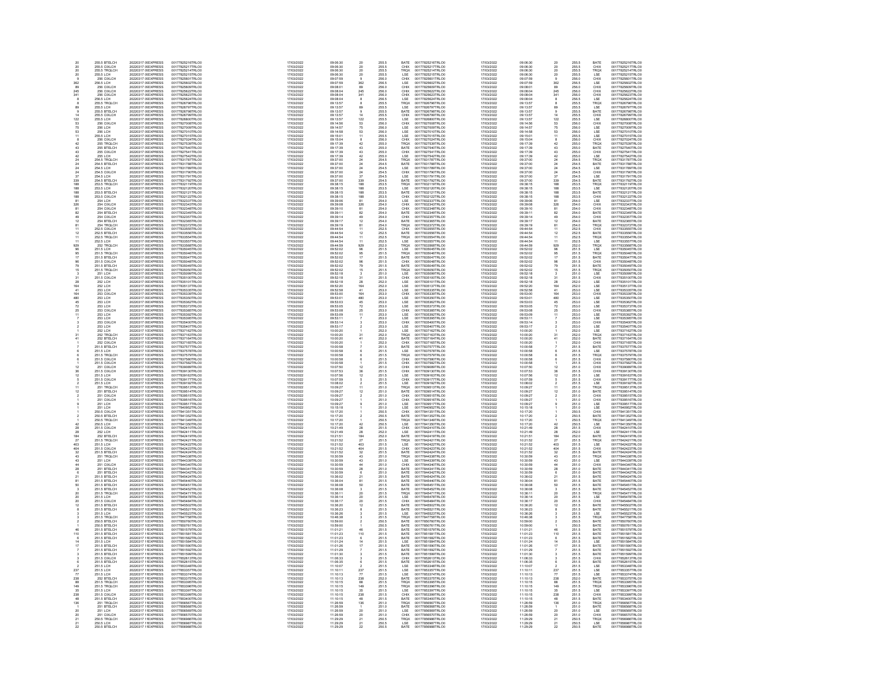| | | | | | | | | | | | | | | | |
|---|---|---|---|---|---|---|---|---|---|---|---|---|---|---|---|
| 20 | 255.5 BTELCH | 20220317 09EXPRESS | 00177825216TRLO0 | 17/03/2022 | 09:06:30 | 20 | 255.5 | BATE | 00177825216TRLO0 | 17/03/2022 | 09:06:30 | 20 | 255.5 | BATE | 00177825216TRLO0 |
| 20 | 255.5 CIXLCH | 20220317 09EXPRESS | 00177825217TRLO0 | 17/03/2022 | 09:06:30 | 20 | 255.5 | CHIX | 00177825217TRLO0 | 17/03/2022 | 09:06:30 | 20 | 255.5 | CHIX | 00177825217TRLO0 |
| 20 | 255.5 TRQLCH | 20220317 09EXPRESS | 00177825214TRLO0 | 17/03/2022 | 09:06:30 | 20 | 255.5 | TRQX | 00177825214TRLO0 | 17/03/2022 | 09:06:30 | 20 | 255.5 | TRQX | 00177825214TRLO0 |
| 20 | 255.5 LCH | 20220317 09EXPRESS | 00177825215TRLO0 | 17/03/2022 | 09:06:30 | 20 | 255.5 | LSE | 00177825215TRLO0 | 17/03/2022 | 09:06:30 | 20 | 255.5 | LSE | 00177825215TRLO0 |
| 9 | 256 CIXLCH | 20220317 09EXPRESS | 00177825601TRLO0 | 17/03/2022 | 09:07:59 | 9 | 256.0 | CHIX | 00177825601TRLO0 | 17/03/2022 | 09:07:59 | 9 | 256.0 | CHIX | 00177825601TRLO0 |
| 362 | 256.5 LCH | 20220317 09EXPRESS | 00177825602TRLO0 | 17/03/2022 | 09:07:59 | 362 | 256.5 | LSE | 00177825602TRLO0 | 17/03/2022 | 09:07:59 | 362 | 256.5 | LSE | 00177825602TRLO0 |
| 89 | 256 CIXLCH | 20220317 09EXPRESS | 00177825609TRLO0 | 17/03/2022 | 09:08:01 | 89 | 256.0 | CHIX | 00177825609TRLO0 | 17/03/2022 | 09:08:01 | 89 | 256.0 | CHIX | 00177825609TRLO0 |
| 245 | 256 CIXLCH | 20220317 09EXPRESS | 00177825622TRLO0 | 17/03/2022 | 09:08:04 | 245 | 256.0 | CHIX | 00177825622TRLO0 | 17/03/2022 | 09:08:04 | 245 | 256.0 | CHIX | 00177825622TRLO0 |
| 341 | 256 CIXLCH | 20220317 09EXPRESS | 00177825623TRLO0 | 17/03/2022 | 09:08:04 | 341 | 256.0 | CHIX | 00177825623TRLO0 | 17/03/2022 | 09:08:04 | 341 | 256.0 | CHIX | 00177825623TRLO0 |
| 8 | 256.5 LCH | 20220317 09EXPRESS | 00177825624TRLO0 | 17/03/2022 | 09:08:04 | 8 | 256.5 | LSE | 00177825624TRLO0 | 17/03/2022 | 09:08:04 | 8 | 256.5 | LSE | 00177825624TRLO0 |
| 8 | 255.5 TRQLCH | 20220317 09EXPRESS | 00177826796TRLO0 | 17/03/2022 | 09:13:57 | 8 | 255.5 | TRQX | 00177826796TRLO0 | 17/03/2022 | 09:13:57 | 8 | 255.5 | TRQX | 00177826796TRLO0 |
| 89 | 255.5 LCH | 20220317 09EXPRESS | 00177826797TRLO0 | 17/03/2022 | 09:13:57 | 89 | 255.5 | LSE | 00177826797TRLO0 | 17/03/2022 | 09:13:57 | 89 | 255.5 | LSE | 00177826797TRLO0 |
| 9 | 255.5 BTELCH | 20220317 09EXPRESS | 00177826798TRLO0 | 17/03/2022 | 09:13:57 | 9 | 255.5 | BATE | 00177826798TRLO0 | 17/03/2022 | 09:13:57 | 9 | 255.5 | BATE | 00177826798TRLO0 |
| 14 | 255.5 CIXLCH | 20220317 09EXPRESS | 00177826799TRLO0 | 17/03/2022 | 09:13:57 | 14 | 255.5 | CHIX | 00177826799TRLO0 | 17/03/2022 | 09:13:57 | 14 | 255.5 | CHIX | 00177826799TRLO0 |
| 122 | 255.5 LCH | 20220317 09EXPRESS | 00177826800TRLO0 | 17/03/2022 | 09:13:57 | 122 | 255.5 | LSE | 00177826800TRLO0 | 17/03/2022 | 09:13:57 | 122 | 255.5 | LSE | 00177826800TRLO0 |
| 53 | 256 CIXLCH | 20220317 09EXPRESS | 00177827008TRLO0 | 17/03/2022 | 09:14:56 | 53 | 256.0 | CHIX | 00177827008TRLO0 | 17/03/2022 | 09:14:56 | 53 | 256.0 | CHIX | 00177827008TRLO0 |
| 75 | 256 LCH | 20220317 09EXPRESS | 00177827009TRLO0 | 17/03/2022 | 09:14:57 | 75 | 256.0 | LSE | 00177827009TRLO0 | 17/03/2022 | 09:14:57 | 75 | 256.0 | LSE | 00177827009TRLO0 |
| 53 | 256 LCH | 20220317 09EXPRESS | 00177827010TRLO0 | 17/03/2022 | 09:14:58 | 53 | 256.0 | LSE | 00177827010TRLO0 | 17/03/2022 | 09:14:58 | 53 | 256.0 | LSE | 00177827010TRLO0 |
| 11 | 255.5 LCH | 20220317 09EXPRESS | 00177827015TRLO0 | 17/03/2022 | 09:15:01 | 11 | 255.5 | LSE | 00177827015TRLO0 | 17/03/2022 | 09:15:01 | 11 | 255.5 | LSE | 00177827015TRLO0 |
| 8 | 256 CIXLCH | 20220317 09EXPRESS | 00177827024TRLO0 | 17/03/2022 | 09:15:04 | 8 | 256.0 | CHIX | 00177827024TRLO0 | 17/03/2022 | 09:15:04 | 8 | 256.0 | CHIX | 00177827024TRLO0 |
| 42 | 255 TRQLCH | 20220317 09EXPRESS | 00177827539TRLO0 | 17/03/2022 | 09:17:39 | 42 | 255.0 | TRQX | 00177827539TRLO0 | 17/03/2022 | 09:17:39 | 42 | 255.0 | TRQX | 00177827539TRLO0 |
| 43 | 255 BTELCH | 20220317 09EXPRESS | 00177827540TRLO0 | 17/03/2022 | 09:17:39 | 43 | 255.0 | BATE | 00177827540TRLO0 | 17/03/2022 | 09:17:39 | 43 | 255.0 | BATE | 00177827540TRLO0 |
| 43 | 255 CIXLCH | 20220317 09EXPRESS | 00177827541TRLO0 | 17/03/2022 | 09:17:39 | 43 | 255.0 | CHIX | 00177827541TRLO0 | 17/03/2022 | 09:17:39 | 43 | 255.0 | CHIX | 00177827541TRLO0 |
| 42 | 255 LCH | 20220317 09EXPRESS | 00177827542TRLO0 | 17/03/2022 | 09:17:39 | 42 | 255.0 | LSE | 00177827542TRLO0 | 17/03/2022 | 09:17:39 | 42 | 255.0 | LSE | 00177827542TRLO0 |
| 24 | 254.5 TRQLCH | 20220317 09EXPRESS | 00177831787TRLO0 | 17/03/2022 | 09:37:00 | 24 | 254.5 | TRQX | 00177831787TRLO0 | 17/03/2022 | 09:37:00 | 24 | 254.5 | TRQX | 00177831787TRLO0 |
| 24 | 254.5 BTELCH | 20220317 09EXPRESS | 00177831788TRLO0 | 17/03/2022 | 09:37:00 | 24 | 254.5 | BATE | 00177831788TRLO0 | 17/03/2022 | 09:37:00 | 24 | 254.5 | BATE | 00177831788TRLO0 |
| 24 | 254.5 LCH | 20220317 09EXPRESS | 00177831789TRLO0 | 17/03/2022 | 09:37:00 | 24 | 254.5 | LSE | 00177831789TRLO0 | 17/03/2022 | 09:37:00 | 24 | 254.5 | LSE | 00177831789TRLO0 |
| 24 | 254.5 CIXLCH | 20220317 09EXPRESS | 00177831790TRLO0 | 17/03/2022 | 09:37:00 | 24 | 254.5 | CHIX | 00177831790TRLO0 | 17/03/2022 | 09:37:00 | 24 | 254.5 | CHIX | 00177831790TRLO0 |
| 37 | 254.5 LCH | 20220317 09EXPRESS | 00177831791TRLO0 | 17/03/2022 | 09:37:00 | 37 | 254.5 | LSE | 00177831791TRLO0 | 17/03/2022 | 09:37:00 | 37 | 254.5 | LSE | 00177831791TRLO0 |
| 339 | 254.5 BTELCH | 20220317 09EXPRESS | 00177831792TRLO0 | 17/03/2022 | 09:37:00 | 339 | 254.5 | BATE | 00177831792TRLO0 | 17/03/2022 | 09:37:00 | 339 | 254.5 | BATE | 00177831792TRLO0 |
| 188 | 253.5 TRQLCH | 20220317 09EXPRESS | 00177832119TRLO0 | 17/03/2022 | 09:38:15 | 188 | 253.5 | TRQX | 00177832119TRLO0 | 17/03/2022 | 09:38:15 | 188 | 253.5 | TRQX | 00177832119TRLO0 |
| 188 | 253.5 LCH | 20220317 09EXPRESS | 00177832120TRLO0 | 17/03/2022 | 09:38:15 | 188 | 253.5 | LSE | 00177832120TRLO0 | 17/03/2022 | 09:38:15 | 188 | 253.5 | LSE | 00177832120TRLO0 |
| 188 | 253.5 BTELCH | 20220317 09EXPRESS | 00177832121TRLO0 | 17/03/2022 | 09:38:15 | 188 | 253.5 | BATE | 00177832121TRLO0 | 17/03/2022 | 09:38:15 | 188 | 253.5 | BATE | 00177832121TRLO0 |
| 188 | 253.5 CIXLCH | 20220317 09EXPRESS | 00177832122TRLO0 | 17/03/2022 | 09:38:15 | 188 | 253.5 | CHIX | 00177832122TRLO0 | 17/03/2022 | 09:38:15 | 188 | 253.5 | CHIX | 00177832122TRLO0 |
| 81 | 254 LCH | 20220317 09EXPRESS | 00177832337TRLO0 | 17/03/2022 | 09:39:06 | 81 | 254.0 | LSE | 00177832337TRLO0 | 17/03/2022 | 09:39:06 | 81 | 254.0 | LSE | 00177832337TRLO0 |
| 326 | 254 CIXLCH | 20220317 09EXPRESS | 00177832343TRLO0 | 17/03/2022 | 09:39:08 | 326 | 254.0 | CHIX | 00177832343TRLO0 | 17/03/2022 | 09:39:08 | 326 | 254.0 | CHIX | 00177832343TRLO0 |
| 81 | 254 CIXLCH | 20220317 09EXPRESS | 00177832348TRLO0 | 17/03/2022 | 09:39:10 | 81 | 254.0 | CHIX | 00177832348TRLO0 | 17/03/2022 | 09:39:10 | 81 | 254.0 | CHIX | 00177832348TRLO0 |
| 82 | 254 BTELCH | 20220317 09EXPRESS | 00177832349TRLO0 | 17/03/2022 | 09:39:11 | 82 | 254.0 | BATE | 00177832349TRLO0 | 17/03/2022 | 09:39:11 | 82 | 254.0 | BATE | 00177832349TRLO0 |
| 49 | 254 CIXLCH | 20220317 09EXPRESS | 00177832357TRLO0 | 17/03/2022 | 09:39:14 | 49 | 254.0 | CHIX | 00177832357TRLO0 | 17/03/2022 | 09:39:14 | 49 | 254.0 | CHIX | 00177832357TRLO0 |
| 12 | 254 BTELCH | 20220317 09EXPRESS | 00177832365TRLO0 | 17/03/2022 | 09:39:17 | 12 | 254.0 | BATE | 00177832365TRLO0 | 17/03/2022 | 09:39:17 | 12 | 254.0 | BATE | 00177832365TRLO0 |
| 81 | 254 TRQLCH | 20220317 09EXPRESS | 00177832372TRLO0 | 17/03/2022 | 09:39:19 | 81 | 254.0 | TRQX | 00177832372TRLO0 | 17/03/2022 | 09:39:19 | 81 | 254.0 | TRQX | 00177832372TRLO0 |
| 11 | 252.5 CIXLCH | 20220317 09EXPRESS | 00177833555TRLO0 | 17/03/2022 | 09:44:54 | 11 | 252.5 | CHIX | 00177833555TRLO0 | 17/03/2022 | 09:44:54 | 11 | 252.5 | CHIX | 00177833555TRLO0 |
| 12 | 252.5 BTELCH | 20220317 09EXPRESS | 00177833556TRLO0 | 17/03/2022 | 09:44:54 | 12 | 252.5 | BATE | 00177833556TRLO0 | 17/03/2022 | 09:44:54 | 12 | 252.5 | BATE | 00177833556TRLO0 |
| 11 | 252.5 TRQLCH | 20220317 09EXPRESS | 00177833554TRLO0 | 17/03/2022 | 09:44:54 | 11 | 252.5 | TRQX | 00177833554TRLO0 | 17/03/2022 | 09:44:54 | 11 | 252.5 | TRQX | 00177833554TRLO0 |
| 11 | 252.5 LCH | 20220317 09EXPRESS | 00177833557TRLO0 | 17/03/2022 | 09:44:54 | 11 | 252.5 | LSE | 00177833557TRLO0 | 17/03/2022 | 09:44:54 | 11 | 252.5 | LSE | 00177833557TRLO0 |
| 929 | 252 TRQLCH | 20220317 09EXPRESS | 00177833568TRLO0 | 17/03/2022 | 09:44:59 | 929 | 252.0 | TRQX | 00177833568TRLO0 | 17/03/2022 | 09:44:59 | 929 | 252.0 | TRQX | 00177833568TRLO0 |
| 96 | 251.5 LCH | 20220317 09EXPRESS | 00177835045TRLO0 | 17/03/2022 | 09:52:02 | 96 | 251.5 | LSE | 00177835045TRLO0 | 17/03/2022 | 09:52:02 | 96 | 251.5 | LSE | 00177835045TRLO0 |
| 95 | 251.5 TRQLCH | 20220317 09EXPRESS | 00177835046TRLO0 | 17/03/2022 | 09:52:02 | 95 | 251.5 | TRQX | 00177835046TRLO0 | 17/03/2022 | 09:52:02 | 95 | 251.5 | TRQX | 00177835046TRLO0 |
| 17 | 251.5 BTELCH | 20220317 09EXPRESS | 00177835047TRLO0 | 17/03/2022 | 09:52:02 | 17 | 251.5 | BATE | 00177835047TRLO0 | 17/03/2022 | 09:52:02 | 17 | 251.5 | BATE | 00177835047TRLO0 |
| 96 | 251.5 CIXLCH | 20220317 09EXPRESS | 00177835048TRLO0 | 17/03/2022 | 09:52:02 | 96 | 251.5 | CHIX | 00177835048TRLO0 | 17/03/2022 | 09:52:02 | 96 | 251.5 | CHIX | 00177835048TRLO0 |
| 79 | 251.5 BTELCH | 20220317 09EXPRESS | 00177835049TRLO0 | 17/03/2022 | 09:52:02 | 79 | 251.5 | BATE | 00177835049TRLO0 | 17/03/2022 | 09:52:02 | 79 | 251.5 | BATE | 00177835049TRLO0 |
| 15 | 251.5 TRQLCH | 20220317 09EXPRESS | 00177835050TRLO0 | 17/03/2022 | 09:52:02 | 15 | 251.5 | TRQX | 00177835050TRLO0 | 17/03/2022 | 09:52:02 | 15 | 251.5 | TRQX | 00177835050TRLO0 |
| 3 | 251 LCH | 20220317 09EXPRESS | 00177835099TRLO0 | 17/03/2022 | 09:52:18 | 3 | 251.0 | LSE | 00177835099TRLO0 | 17/03/2022 | 09:52:18 | 3 | 251.0 | LSE | 00177835099TRLO0 |
| 31 | 251.5 CIXLCH | 20220317 09EXPRESS | 00177835100TRLO0 | 17/03/2022 | 09:52:18 | 31 | 251.5 | CHIX | 00177835100TRLO0 | 17/03/2022 | 09:52:18 | 31 | 251.5 | CHIX | 00177835100TRLO0 |
| 28 | 252 LCH | 20220317 09EXPRESS | 00177835101TRLO0 | 17/03/2022 | 09:52:18 | 28 | 252.0 | LSE | 00177835101TRLO0 | 17/03/2022 | 09:52:18 | 28 | 252.0 | LSE | 00177835101TRLO0 |
| 164 | 252 LCH | 20220317 09EXPRESS | 00177835137TRLO0 | 17/03/2022 | 09:52:20 | 164 | 252.0 | LSE | 00177835137TRLO0 | 17/03/2022 | 09:52:20 | 164 | 252.0 | LSE | 00177835137TRLO0 |
| 41 | 253 LCH | 20220317 09EXPRESS | 00177835335TRLO0 | 17/03/2022 | 09:52:58 | 41 | 253.0 | LSE | 00177835335TRLO0 | 17/03/2022 | 09:52:58 | 41 | 253.0 | LSE | 00177835335TRLO0 |
| 164 | 253 CIXLCH | 20220317 09EXPRESS | 00177835339TRLO0 | 17/03/2022 | 09:53:00 | 164 | 253.0 | CHIX | 00177835339TRLO0 | 17/03/2022 | 09:53:00 | 164 | 253.0 | CHIX | 00177835339TRLO0 |
| 480 | 253 LCH | 20220317 09EXPRESS | 00177835350TRLO0 | 17/03/2022 | 09:53:01 | 480 | 253.0 | LSE | 00177835350TRLO0 | 17/03/2022 | 09:53:01 | 480 | 253.0 | LSE | 00177835350TRLO0 |
| 45 | 253 LCH | 20220317 09EXPRESS | 00177835362TRLO0 | 17/03/2022 | 09:53:03 | 45 | 253.0 | LSE | 00177835362TRLO0 | 17/03/2022 | 09:53:03 | 45 | 253.0 | LSE | 00177835362TRLO0 |
| 72 | 253 LCH | 20220317 09EXPRESS | 00177835373TRLO0 | 17/03/2022 | 09:53:05 | 72 | 253.0 | LSE | 00177835373TRLO0 | 17/03/2022 | 09:53:05 | 72 | 253.0 | LSE | 00177835373TRLO0 |
| 25 | 253 CIXLCH | 20220317 09EXPRESS | 00177835385TRLO0 | 17/03/2022 | 09:53:08 | 25 | 253.0 | CHIX | 00177835385TRLO0 | 17/03/2022 | 09:53:08 | 25 | 253.0 | CHIX | 00177835385TRLO0 |
| 11 | 253 LCH | 20220317 09EXPRESS | 00177835392TRLO0 | 17/03/2022 | 09:53:09 | 11 | 253.0 | LSE | 00177835392TRLO0 | 17/03/2022 | 09:53:09 | 11 | 253.0 | LSE | 00177835392TRLO0 |
| 7 | 253 LCH | 20220317 09EXPRESS | 00177835395TRLO0 | 17/03/2022 | 09:53:11 | 7 | 253.0 | LSE | 00177835395TRLO0 | 17/03/2022 | 09:53:11 | 7 | 253.0 | LSE | 00177835395TRLO0 |
| 3 | 253 CIXLCH | 20220317 09EXPRESS | 00177835400TRLO0 | 17/03/2022 | 09:53:14 | 3 | 253.0 | CHIX | 00177835400TRLO0 | 17/03/2022 | 09:53:14 | 3 | 253.0 | CHIX | 00177835400TRLO0 |
| 2 | 253 LCH | 20220317 09EXPRESS | 00177835407TRLO0 | 17/03/2022 | 09:53:17 | 2 | 253.0 | LSE | 00177835407TRLO0 | 17/03/2022 | 09:53:17 | 2 | 253.0 | LSE | 00177835407TRLO0 |
| 1 | 252 LCH | 20220317 10EXPRESS | 00177837162TRLO0 | 17/03/2022 | 10:00:20 | 1 | 252.0 | LSE | 00177837162TRLO0 | 17/03/2022 | 10:00:20 | 1 | 252.0 | LSE | 00177837162TRLO0 |
| 31 | 252 TRQLCH | 20220317 10EXPRESS | 00177837163TRLO0 | 17/03/2022 | 10:00:20 | 31 | 252.0 | TRQX | 00177837163TRLO0 | 17/03/2022 | 10:00:20 | 31 | 252.0 | TRQX | 00177837163TRLO0 |
| 41 | 252 BTELCH | 20220317 10EXPRESS | 00177837164TRLO0 | 17/03/2022 | 10:00:20 | 41 | 252.0 | BATE | 00177837164TRLO0 | 17/03/2022 | 10:00:20 | 41 | 252.0 | BATE | 00177837164TRLO0 |
| 1 | 252 CIXLCH | 20220317 10EXPRESS | 00177837165TRLO0 | 17/03/2022 | 10:00:20 | 1 | 252.0 | CHIX | 00177837165TRLO0 | 17/03/2022 | 10:00:20 | 1 | 252.0 | CHIX | 00177837165TRLO0 |
| 7 | 251.5 BTELCH | 20220317 10EXPRESS | 00177837577TRLO0 | 17/03/2022 | 10:00:58 | 7 | 251.5 | BATE | 00177837577TRLO0 | 17/03/2022 | 10:00:58 | 7 | 251.5 | BATE | 00177837577TRLO0 |
| 6 | 251.5 LCH | 20220317 10EXPRESS | 00177837578TRLO0 | 17/03/2022 | 10:00:58 | 6 | 251.5 | LSE | 00177837578TRLO0 | 17/03/2022 | 10:00:58 | 6 | 251.5 | LSE | 00177837578TRLO0 |
| 6 | 251.5 TRQLCH | 20220317 10EXPRESS | 00177837579TRLO0 | 17/03/2022 | 10:00:58 | 6 | 251.5 | TRQX | 00177837579TRLO0 | 17/03/2022 | 10:00:58 | 6 | 251.5 | TRQX | 00177837579TRLO0 |
| 6 | 251.5 CIXLCH | 20220317 10EXPRESS | 00177837580TRLO0 | 17/03/2022 | 10:00:58 | 6 | 251.5 | CHIX | 00177837580TRLO0 | 17/03/2022 | 10:00:58 | 6 | 251.5 | CHIX | 00177837580TRLO0 |
| 1 | 251.5 CIXLCH | 20220317 10EXPRESS | 00177837582TRLO0 | 17/03/2022 | 10:00:58 | 1 | 251.5 | CHIX | 00177837582TRLO0 | 17/03/2022 | 10:00:58 | 1 | 251.5 | CHIX | 00177837582TRLO0 |
| 12 | 251 CIXLCH | 20220317 10EXPRESS | 00177839089TRLO0 | 17/03/2022 | 10:07:50 | 12 | 251.0 | CHIX | 00177839089TRLO0 | 17/03/2022 | 10:07:50 | 12 | 251.0 | CHIX | 00177839089TRLO0 |
| 36 | 251.5 CIXLCH | 20220317 10EXPRESS | 00177839130TRLO0 | 17/03/2022 | 10:07:53 | 36 | 251.5 | CHIX | 00177839130TRLO0 | 17/03/2022 | 10:07:53 | 36 | 251.5 | CHIX | 00177839130TRLO0 |
| 12 | 251.5 LCH | 20220317 10EXPRESS | 00177839163TRLO0 | 17/03/2022 | 10:07:56 | 12 | 251.5 | LSE | 00177839163TRLO0 | 17/03/2022 | 10:07:56 | 12 | 251.5 | LSE | 00177839163TRLO0 |
| 5 | 251.5 CIXLCH | 20220317 10EXPRESS | 00177839177TRLO0 | 17/03/2022 | 10:07:59 | 5 | 251.5 | CHIX | 00177839177TRLO0 | 17/03/2022 | 10:07:59 | 5 | 251.5 | CHIX | 00177839177TRLO0 |
| 2 | 251.5 LCH | 20220317 10EXPRESS | 00177839192TRLO0 | 17/03/2022 | 10:08:02 | 2 | 251.5 | LSE | 00177839192TRLO0 | 17/03/2022 | 10:08:02 | 2 | 251.5 | LSE | 00177839192TRLO0 |
| 11 | 251 TRQLCH | 20220317 10EXPRESS | 00177839513TRLO0 | 17/03/2022 | 10:09:27 | 11 | 251.0 | TRQX | 00177839513TRLO0 | 17/03/2022 | 10:09:27 | 11 | 251.0 | TRQX | 00177839513TRLO0 |
| 12 | 251 BTELCH | 20220317 10EXPRESS | 00177839514TRLO0 | 17/03/2022 | 10:09:27 | 12 | 251.0 | BATE | 00177839514TRLO0 | 17/03/2022 | 10:09:27 | 12 | 251.0 | BATE | 00177839514TRLO0 |
| 2 | 251 CIXLCH | 20220317 10EXPRESS | 00177839515TRLO0 | 17/03/2022 | 10:09:27 | 2 | 251.0 | CHIX | 00177839515TRLO0 | 17/03/2022 | 10:09:27 | 2 | 251.0 | CHIX | 00177839515TRLO0 |
| 1 | 251 CIXLCH | 20220317 10EXPRESS | 00177839516TRLO0 | 17/03/2022 | 10:09:27 | 1 | 251.0 | CHIX | 00177839516TRLO0 | 17/03/2022 | 10:09:27 | 1 | 251.0 | CHIX | 00177839516TRLO0 |
| 9 | 251 LCH | 20220317 10EXPRESS | 00177839517TRLO0 | 17/03/2022 | 10:09:27 | 9 | 251.0 | LSE | 00177839517TRLO0 | 17/03/2022 | 10:09:27 | 9 | 251.0 | LSE | 00177839517TRLO0 |
| 1 | 251 LCH | 20220317 10EXPRESS | 00177840952TRLO0 | 17/03/2022 | 10:15:18 | 1 | 251.0 | LSE | 00177840952TRLO0 | 17/03/2022 | 10:15:18 | 1 | 251.0 | LSE | 00177840952TRLO0 |
| 1 | 250.5 CIXLCH | 20220317 10EXPRESS | 00177841351TRLO0 | 17/03/2022 | 10:17:20 | 1 | 250.5 | CHIX | 00177841351TRLO0 | 17/03/2022 | 10:17:20 | 1 | 250.5 | CHIX | 00177841351TRLO0 |
| 2 | 250.5 BTELCH | 20220317 10EXPRESS | 00177841352TRLO0 | 17/03/2022 | 10:17:20 | 2 | 250.5 | BATE | 00177841352TRLO0 | 17/03/2022 | 10:17:20 | 2 | 250.5 | BATE | 00177841352TRLO0 |
| 1 | 250.5 TRQLCH | 20220317 10EXPRESS | 00177841349TRLO0 | 17/03/2022 | 10:17:20 | 1 | 250.5 | TRQX | 00177841349TRLO0 | 17/03/2022 | 10:17:20 | 1 | 250.5 | TRQX | 00177841349TRLO0 |
| 42 | 250.5 LCH | 20220317 10EXPRESS | 00177841350TRLO0 | 17/03/2022 | 10:17:20 | 42 | 250.5 | LSE | 00177841350TRLO0 | 17/03/2022 | 10:17:20 | 42 | 250.5 | LSE | 00177841350TRLO0 |
| 28 | 251.5 CIXLCH | 20220317 10EXPRESS | 00177842410TRLO0 | 17/03/2022 | 10:21:49 | 28 | 251.5 | CHIX | 00177842410TRLO0 | 17/03/2022 | 10:21:49 | 28 | 251.5 | CHIX | 00177842410TRLO0 |
| 28 | 252 LCH | 20220317 10EXPRESS | 00177842411TRLO0 | 17/03/2022 | 10:21:49 | 28 | 252.0 | LSE | 00177842411TRLO0 | 17/03/2022 | 10:21:49 | 28 | 252.0 | LSE | 00177842411TRLO0 |
| 184 | 252 BTELCH | 20220317 10EXPRESS | 00177842419TRLO0 | 17/03/2022 | 10:21:51 | 184 | 252.0 | BATE | 00177842419TRLO0 | 17/03/2022 | 10:21:51 | 184 | 252.0 | BATE | 00177842419TRLO0 |
| 27 | 251.5 TRQLCH | 20220317 10EXPRESS | 00177842421TRLO0 | 17/03/2022 | 10:21:52 | 27 | 251.5 | TRQX | 00177842421TRLO0 | 17/03/2022 | 10:21:52 | 27 | 251.5 | TRQX | 00177842421TRLO0 |
| 403 | 251.5 LCH | 20220317 10EXPRESS | 00177842422TRLO0 | 17/03/2022 | 10:21:52 | 403 | 251.5 | LSE | 00177842422TRLO0 | 17/03/2022 | 10:21:52 | 403 | 251.5 | LSE | 00177842422TRLO0 |
| 404 | 251.5 CIXLCH | 20220317 10EXPRESS | 00177842423TRLO0 | 17/03/2022 | 10:21:52 | 404 | 251.5 | CHIX | 00177842423TRLO0 | 17/03/2022 | 10:21:52 | 404 | 251.5 | CHIX | 00177842423TRLO0 |
| 32 | 251.5 BTELCH | 20220317 10EXPRESS | 00177842424TRLO0 | 17/03/2022 | 10:21:52 | 32 | 251.5 | BATE | 00177842424TRLO0 | 17/03/2022 | 10:21:52 | 32 | 251.5 | BATE | 00177842424TRLO0 |
| 43 | 251 TRQLCH | 20220317 10EXPRESS | 00177844338TRLO0 | 17/03/2022 | 10:30:59 | 43 | 251.0 | TRQX | 00177844338TRLO0 | 17/03/2022 | 10:30:59 | 43 | 251.0 | TRQX | 00177844338TRLO0 |
| 43 | 251 LCH | 20220317 10EXPRESS | 00177844339TRLO0 | 17/03/2022 | 10:30:59 | 43 | 251.0 | LSE | 00177844339TRLO0 | 17/03/2022 | 10:30:59 | 43 | 251.0 | LSE | 00177844339TRLO0 |
| 44 | 251 CIXLCH | 20220317 10EXPRESS | 00177844340TRLO0 | 17/03/2022 | 10:30:59 | 44 | 251.0 | CHIX | 00177844340TRLO0 | 17/03/2022 | 10:30:59 | 44 | 251.0 | CHIX | 00177844340TRLO0 |
| 28 | 251 BTELCH | 20220317 10EXPRESS | 00177844341TRLO0 | 17/03/2022 | 10:30:59 | 28 | 251.0 | BATE | 00177844341TRLO0 | 17/03/2022 | 10:30:59 | 28 | 251.0 | BATE | 00177844341TRLO0 |
| 6 | 251 BTELCH | 20220317 10EXPRESS | 00177844342TRLO0 | 17/03/2022 | 10:30:59 | 6 | 251.0 | BATE | 00177844342TRLO0 | 17/03/2022 | 10:30:59 | 6 | 251.0 | BATE | 00177844342TRLO0 |
| 21 | 251.5 BTELCH | 20220317 10EXPRESS | 00177845424TRLO0 | 17/03/2022 | 10:36:02 | 21 | 251.5 | BATE | 00177845424TRLO0 | 17/03/2022 | 10:36:02 | 21 | 251.5 | BATE | 00177845424TRLO0 |
| 81 | 251.5 BTELCH | 20220317 10EXPRESS | 00177845440TRLO0 | 17/03/2022 | 10:36:04 | 81 | 251.5 | BATE | 00177845440TRLO0 | 17/03/2022 | 10:36:04 | 81 | 251.5 | BATE | 00177845440TRLO0 |
| 50 | 251.5 BTELCH | 20220317 10EXPRESS | 00177845451TRLO0 | 17/03/2022 | 10:36:08 | 50 | 251.5 | BATE | 00177845451TRLO0 | 17/03/2022 | 10:36:08 | 50 | 251.5 | BATE | 00177845451TRLO0 |
| 3 | 251.5 BTELCH | 20220317 10EXPRESS | 00177845452TRLO0 | 17/03/2022 | 10:36:08 | 3 | 251.5 | BATE | 00177845452TRLO0 | 17/03/2022 | 10:36:08 | 3 | 251.5 | BATE | 00177845452TRLO0 |
| 20 | 251.5 TRQLCH | 20220317 10EXPRESS | 00177845471TRLO0 | 17/03/2022 | 10:36:11 | 20 | 251.5 | TRQX | 00177845471TRLO0 | 17/03/2022 | 10:36:11 | 20 | 251.5 | TRQX | 00177845471TRLO0 |
| 20 | 251.5 LCH | 20220317 10EXPRESS | 00177845478TRLO0 | 17/03/2022 | 10:36:14 | 20 | 251.5 | LSE | 00177845478TRLO0 | 17/03/2022 | 10:36:14 | 20 | 251.5 | LSE | 00177845478TRLO0 |
| 20 | 251.5 CIXLCH | 20220317 10EXPRESS | 00177845484TRLO0 | 17/03/2022 | 10:36:17 | 20 | 251.5 | CHIX | 00177845484TRLO0 | 17/03/2022 | 10:36:17 | 20 | 251.5 | CHIX | 00177845484TRLO0 |
| 12 | 251.5 BTELCH | 20220317 10EXPRESS | 00177845502TRLO0 | 17/03/2022 | 10:36:20 | 12 | 251.5 | BATE | 00177845502TRLO0 | 17/03/2022 | 10:36:20 | 12 | 251.5 | BATE | 00177845502TRLO0 |
| 8 | 251.5 BTELCH | 20220317 10EXPRESS | 00177845521TRLO0 | 17/03/2022 | 10:36:23 | 8 | 251.5 | BATE | 00177845521TRLO0 | 17/03/2022 | 10:36:23 | 8 | 251.5 | BATE | 00177845521TRLO0 |
| 3 | 251.5 LCH | 20220317 10EXPRESS | 00177845523TRLO0 | 17/03/2022 | 10:36:26 | 3 | 251.5 | LSE | 00177845523TRLO0 | 17/03/2022 | 10:36:26 | 3 | 251.5 | LSE | 00177845523TRLO0 |
| 3 | 251.5 TRQLCH | 20220317 10EXPRESS | 00177847798TRLO0 | 17/03/2022 | 10:46:38 | 3 | 251.5 | TRQX | 00177847798TRLO0 | 17/03/2022 | 10:46:38 | 3 | 251.5 | TRQX | 00177847798TRLO0 |
| 2 | 250.5 BTELCH | 20220317 10EXPRESS | 00177850760TRLO0 | 17/03/2022 | 10:59:00 | 2 | 250.5 | BATE | 00177850760TRLO0 | 17/03/2022 | 10:59:00 | 2 | 250.5 | BATE | 00177850760TRLO0 |
| 1 | 250.5 BTELCH | 20220317 10EXPRESS | 00177850761TRLO0 | 17/03/2022 | 10:59:00 | 1 | 250.5 | BATE | 00177850761TRLO0 | 17/03/2022 | 10:59:00 | 1 | 250.5 | BATE | 00177850761TRLO0 |
| 46 | 251.5 BTELCH | 20220317 11EXPRESS | 00177851579TRLO0 | 17/03/2022 | 11:01:21 | 46 | 251.5 | BATE | 00177851579TRLO0 | 17/03/2022 | 11:01:21 | 46 | 251.5 | BATE | 00177851579TRLO0 |
| 110 | 251.5 BTELCH | 20220317 11EXPRESS | 00177851581TRLO0 | 17/03/2022 | 11:01:23 | 110 | 251.5 | BATE | 00177851581TRLO0 | 17/03/2022 | 11:01:23 | 110 | 251.5 | BATE | 00177851581TRLO0 |
| 6 | 251.5 BTELCH | 20220317 11EXPRESS | 00177851582TRLO0 | 17/03/2022 | 11:01:23 | 6 | 251.5 | BATE | 00177851582TRLO0 | 17/03/2022 | 11:01:23 | 6 | 251.5 | BATE | 00177851582TRLO0 |
| 14 | 251.5 LCH | 20220317 11EXPRESS | 00177851584TRLO0 | 17/03/2022 | 11:01:24 | 14 | 251.5 | LSE | 00177851584TRLO0 | 17/03/2022 | 11:01:24 | 14 | 251.5 | LSE | 00177851584TRLO0 |
| 17 | 251.5 BTELCH | 20220317 11EXPRESS | 00177851590TRLO0 | 17/03/2022 | 11:01:26 | 17 | 251.5 | BATE | 00177851590TRLO0 | 17/03/2022 | 11:01:26 | 17 | 251.5 | BATE | 00177851590TRLO0 |
| 7 | 251.5 BTELCH | 20220317 11EXPRESS | 00177851592TRLO0 | 17/03/2022 | 11:01:29 | 7 | 251.5 | BATE | 00177851592TRLO0 | 17/03/2022 | 11:01:29 | 7 | 251.5 | BATE | 00177851592TRLO0 |
| 3 | 251.5 BTELCH | 20220317 11EXPRESS | 00177851599TRLO0 | 17/03/2022 | 11:01:30 | 3 | 251.5 | BATE | 00177851599TRLO0 | 17/03/2022 | 11:01:30 | 3 | 251.5 | BATE | 00177851599TRLO0 |
| 3 | 251.5 CIXLCH | 20220317 11EXPRESS | 00177852613TRLO0 | 17/03/2022 | 11:06:33 | 3 | 251.5 | CHIX | 00177852613TRLO0 | 17/03/2022 | 11:06:33 | 3 | 251.5 | CHIX | 00177852613TRLO0 |
| 6 | 251.5 BTELCH | 20220317 11EXPRESS | 00177852615TRLO0 | 17/03/2022 | 11:06:35 | 6 | 251.5 | BATE | 00177852615TRLO0 | 17/03/2022 | 11:06:35 | 6 | 251.5 | BATE | 00177852615TRLO0 |
| 2 | 251.5 LCH | 20220317 11EXPRESS | 00177853348TRLO0 | 17/03/2022 | 11:10:07 | 2 | 251.5 | LSE | 00177853348TRLO0 | 17/03/2022 | 11:10:07 | 2 | 251.5 | LSE | 00177853348TRLO0 |
| 237 | 251.5 LCH | 20220317 11EXPRESS | 00177853357TRLO0 | 17/03/2022 | 11:10:11 | 237 | 251.5 | LSE | 00177853357TRLO0 | 17/03/2022 | 11:10:11 | 237 | 251.5 | LSE | 00177853357TRLO0 |
| 77 | 251.5 LCH | 20220317 11EXPRESS | 00177853374TRLO0 | 17/03/2022 | 11:10:13 | 77 | 251.5 | LSE | 00177853374TRLO0 | 17/03/2022 | 11:10:13 | 77 | 251.5 | LSE | 00177853374TRLO0 |
| 238 | 252 BTELCH | 20220317 11EXPRESS | 00177853375TRLO0 | 17/03/2022 | 11:10:13 | 238 | 252.0 | BATE | 00177853375TRLO0 | 17/03/2022 | 11:10:13 | 238 | 252.0 | BATE | 00177853375TRLO0 |
| 88 | 251.5 TRQLCH | 20220317 11EXPRESS | 00177853395TRLO0 | 17/03/2022 | 11:10:15 | 88 | 251.5 | TRQX | 00177853395TRLO0 | 17/03/2022 | 11:10:15 | 88 | 251.5 | TRQX | 00177853395TRLO0 |
| 149 | 251.5 TRQLCH | 20220317 11EXPRESS | 00177853396TRLO0 | 17/03/2022 | 11:10:15 | 149 | 251.5 | TRQX | 00177853396TRLO0 | 17/03/2022 | 11:10:15 | 149 | 251.5 | TRQX | 00177853396TRLO0 |
| 35 | 251.5 LCH | 20220317 11EXPRESS | 00177853397TRLO0 | 17/03/2022 | 11:10:15 | 35 | 251.5 | LSE | 00177853397TRLO0 | 17/03/2022 | 11:10:15 | 35 | 251.5 | LSE | 00177853397TRLO0 |
| 238 | 251.5 CIXLCH | 20220317 11EXPRESS | 00177853399TRLO0 | 17/03/2022 | 11:10:15 | 238 | 251.5 | CHIX | 00177853399TRLO0 | 17/03/2022 | 11:10:15 | 238 | 251.5 | CHIX | 00177853399TRLO0 |
| 48 | 251.5 BTELCH | 20220317 11EXPRESS | 00177853400TRLO0 | 17/03/2022 | 11:10:15 | 48 | 251.5 | BATE | 00177853400TRLO0 | 17/03/2022 | 11:10:15 | 48 | 251.5 | BATE | 00177853400TRLO0 |
| 136 | 251 TRQLCH | 20220317 11EXPRESS | 00177856567TRLO0 | 17/03/2022 | 11:26:59 | 136 | 251.0 | TRQX | 00177856567TRLO0 | 17/03/2022 | 11:26:59 | 136 | 251.0 | TRQX | 00177856567TRLO0 |
| 1 | 251 BTELCH | 20220317 11EXPRESS | 00177856568TRLO0 | 17/03/2022 | 11:26:59 | 1 | 251.0 | BATE | 00177856568TRLO0 | 17/03/2022 | 11:26:59 | 1 | 251.0 | BATE | 00177856568TRLO0 |
| 20 | 251 LCH | 20220317 11EXPRESS | 00177856569TRLO0 | 17/03/2022 | 11:26:59 | 20 | 251.0 | LSE | 00177856569TRLO0 | 17/03/2022 | 11:26:59 | 20 | 251.0 | LSE | 00177856569TRLO0 |
| 20 | 251 CIXLCH | 20220317 11EXPRESS | 00177856570TRLO0 | 17/03/2022 | 11:26:59 | 20 | 251.0 | CHIX | 00177856570TRLO0 | 17/03/2022 | 11:26:59 | 20 | 251.0 | CHIX | 00177856570TRLO0 |
| 21 | 250.5 TRQLCH | 20220317 11EXPRESS | 00177856986TRLO0 | 17/03/2022 | 11:29:29 | 21 | 250.5 | TRQX | 00177856986TRLO0 | 17/03/2022 | 11:29:29 | 21 | 250.5 | TRQX | 00177856986TRLO0 |
| 21 | 250.5 LCH | 20220317 11EXPRESS | 00177856987TRLO0 | 17/03/2022 | 11:29:29 | 21 | 250.5 | LSE | 00177856987TRLO0 | 17/03/2022 | 11:29:29 | 21 | 250.5 | LSE | 00177856987TRLO0 |
| 22 | 250.5 BTELCH | 20220317 11EXPRESS | 00177856988TRLO0 | 17/03/2022 | 11:29:29 | 22 | 250.5 | BATE | 00177856988TRLO0 | 17/03/2022 | 11:29:29 | 22 | 250.5 | BATE | 00177856988TRLO0 |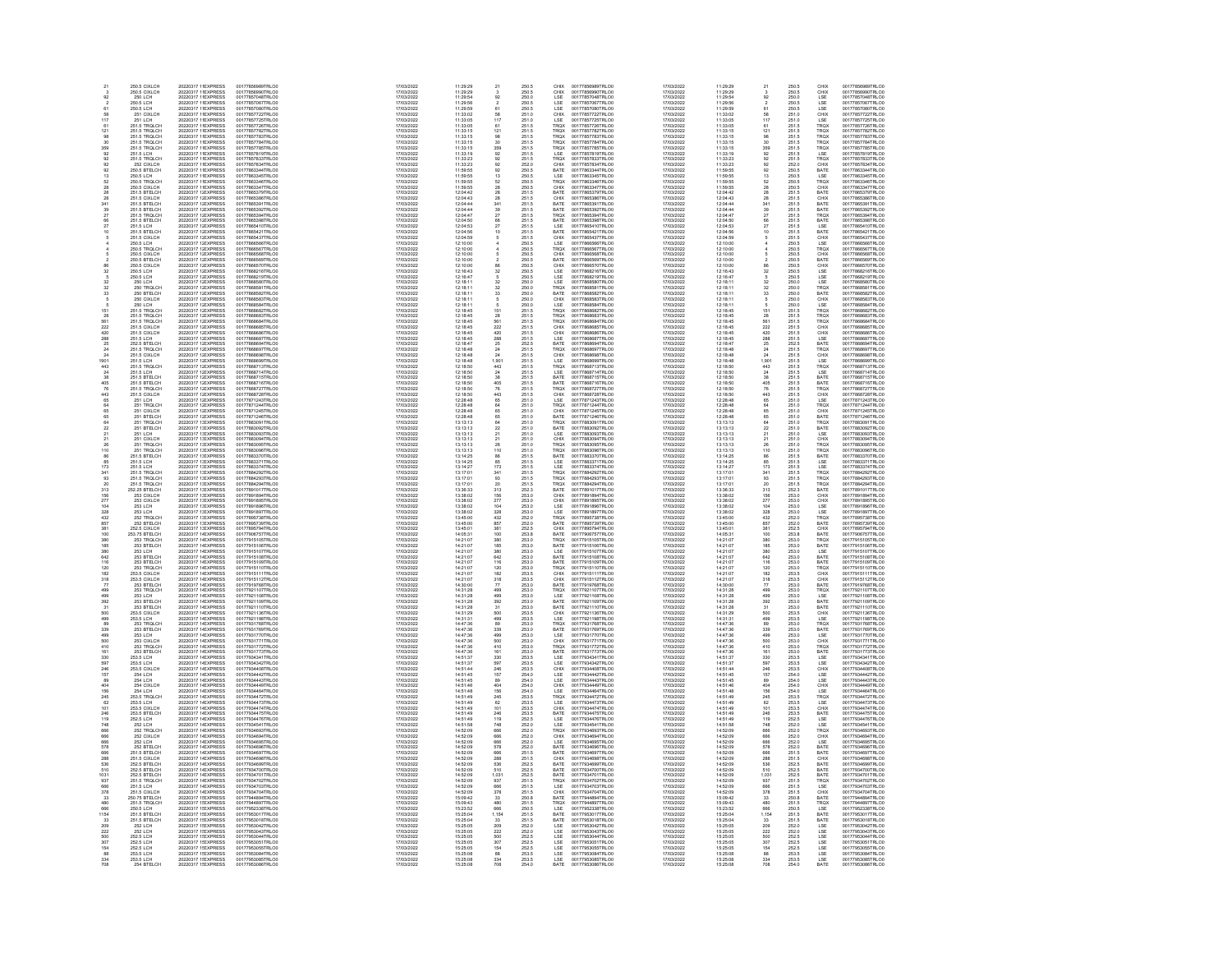| | | | | | | | | | | | | | | | | |
|---|---|---|---|---|---|---|---|---|---|---|---|---|---|---|---|---|
| 21 | 250.5 CXLCH | 2022031711EXPRESS | 00177856989TRLO0 | 17/03/2022 | 11:29:29 | 21 | 250.5 | CHIX | 00177856989TRLO0 | 17/03/2022 | 11:29:29 | 21 | 250.5 | CHIX | 00177856989TRLO0 |
| 3 | 250.5 CXLCH | 2022031711EXPRESS | 00177856990TRLO0 | 17/03/2022 | 11:29:29 | 3 | 250.5 | CHIX | 00177856990TRLO0 | 17/03/2022 | 11:29:29 | 3 | 250.5 | CHIX | 00177856990TRLO0 |
| 92 | 250 LCH | 2022031711EXPRESS | 00177857048TRLO0 | 17/03/2022 | 11:29:54 | 92 | 250.0 | LSE | 00177857048TRLO0 | 17/03/2022 | 11:29:54 | 92 | 250.0 | LSE | 00177857048TRLO0 |
| 2 | 250.5 LCH | 2022031711EXPRESS | 00177857067TRLO0 | 17/03/2022 | 11:29:56 | 2 | 250.5 | LSE | 00177857067TRLO0 | 17/03/2022 | 11:29:56 | 2 | 250.5 | LSE | 00177857067TRLO0 |
| 61 | 250.5 LCH | 2022031711EXPRESS | 00177857080TRLO0 | 17/03/2022 | 11:29:59 | 61 | 250.5 | LSE | 00177857080TRLO0 | 17/03/2022 | 11:29:59 | 61 | 250.5 | LSE | 00177857080TRLO0 |
| 58 | 251 CXLCH | 2022031711EXPRESS | 00177857722TRLO0 | 17/03/2022 | 11:33:02 | 58 | 251.0 | CHIX | 00177857722TRLO0 | 17/03/2022 | 11:33:02 | 58 | 251.0 | CHIX | 00177857722TRLO0 |
| 117 | 251 LCH | 2022031711EXPRESS | 00177857725TRLO0 | 17/03/2022 | 11:33:05 | 117 | 251.0 | LSE | 00177857725TRLO0 | 17/03/2022 | 11:33:05 | 117 | 251.0 | LSE | 00177857725TRLO0 |
| 61 | 251.5 TRQLCH | 2022031711EXPRESS | 00177857726TRLO0 | 17/03/2022 | 11:33:05 | 61 | 251.5 | TRQX | 00177857726TRLO0 | 17/03/2022 | 11:33:05 | 61 | 251.5 | TRQX | 00177857726TRLO0 |
| 121 | 251.5 TRQLCH | 2022031711EXPRESS | 00177857782TRLO0 | 17/03/2022 | 11:33:15 | 121 | 251.5 | TRQX | 00177857782TRLO0 | 17/03/2022 | 11:33:15 | 121 | 251.5 | TRQX | 00177857782TRLO0 |
| 98 | 251.5 TRQLCH | 2022031711EXPRESS | 00177857783TRLO0 | 17/03/2022 | 11:33:15 | 98 | 251.5 | TRQX | 00177857783TRLO0 | 17/03/2022 | 11:33:15 | 98 | 251.5 | TRQX | 00177857783TRLO0 |
| 30 | 251.5 TRQLCH | 2022031711EXPRESS | 00177857784TRLO0 | 17/03/2022 | 11:33:15 | 30 | 251.5 | TRQX | 00177857784TRLO0 | 17/03/2022 | 11:33:15 | 30 | 251.5 | TRQX | 00177857784TRLO0 |
| 359 | 251.5 TRQLCH | 2022031711EXPRESS | 00177857785TRLO0 | 17/03/2022 | 11:33:15 | 359 | 251.5 | TRQX | 00177857785TRLO0 | 17/03/2022 | 11:33:15 | 359 | 251.5 | TRQX | 00177857785TRLO0 |
| 92 | 251.5 LCH | 2022031711EXPRESS | 00177857819TRLO0 | 17/03/2022 | 11:33:19 | 92 | 251.5 | LSE | 00177857819TRLO0 | 17/03/2022 | 11:33:19 | 92 | 251.5 | LSE | 00177857819TRLO0 |
| 92 | 251.5 TRQLCH | 2022031711EXPRESS | 00177857833TRLO0 | 17/03/2022 | 11:33:23 | 92 | 251.5 | TRQX | 00177857833TRLO0 | 17/03/2022 | 11:33:23 | 92 | 251.5 | TRQX | 00177857833TRLO0 |
| 92 | 252 CXLCH | 2022031711EXPRESS | 00177857834TRLO0 | 17/03/2022 | 11:33:23 | 92 | 252.0 | CHIX | 00177857834TRLO0 | 17/03/2022 | 11:33:23 | 92 | 252.0 | CHIX | 00177857834TRLO0 |
| 92 | 250.5 BTELCH | 2022031711EXPRESS | 00177863344TRLO0 | 17/03/2022 | 11:59:55 | 92 | 250.5 | BATE | 00177863344TRLO0 | 17/03/2022 | 11:59:55 | 92 | 250.5 | BATE | 00177863344TRLO0 |
| 13 | 250.5 LCH | 2022031711EXPRESS | 00177863345TRLO0 | 17/03/2022 | 11:59:55 | 13 | 250.5 | LSE | 00177863345TRLO0 | 17/03/2022 | 11:59:55 | 13 | 250.5 | LSE | 00177863345TRLO0 |
| 52 | 250.5 TRQLCH | 2022031711EXPRESS | 00177863346TRLO0 | 17/03/2022 | 11:59:55 | 52 | 250.5 | TRQX | 00177863346TRLO0 | 17/03/2022 | 11:59:55 | 52 | 250.5 | TRQX | 00177863346TRLO0 |
| 28 | 250.5 CXLCH | 2022031711EXPRESS | 00177863347TRLO0 | 17/03/2022 | 11:59:55 | 28 | 250.5 | CHIX | 00177863347TRLO0 | 17/03/2022 | 11:59:55 | 28 | 250.5 | CHIX | 00177863347TRLO0 |
| 28 | 251.5 BTELCH | 2022031712EXPRESS | 00177865379TRLO0 | 17/03/2022 | 12:04:42 | 28 | 251.5 | BATE | 00177865379TRLO0 | 17/03/2022 | 12:04:42 | 28 | 251.5 | BATE | 00177865379TRLO0 |
| 28 | 251.5 CXLCH | 2022031712EXPRESS | 00177865386TRLO0 | 17/03/2022 | 12:04:43 | 28 | 251.5 | CHIX | 00177865386TRLO0 | 17/03/2022 | 12:04:43 | 28 | 251.5 | CHIX | 00177865386TRLO0 |
| 341 | 251.5 BTELCH | 2022031712EXPRESS | 00177865391TRLO0 | 17/03/2022 | 12:04:44 | 341 | 251.5 | BATE | 00177865391TRLO0 | 17/03/2022 | 12:04:44 | 341 | 251.5 | BATE | 00177865391TRLO0 |
| 39 | 251.5 BTELCH | 2022031712EXPRESS | 00177865392TRLO0 | 17/03/2022 | 12:04:44 | 39 | 251.5 | BATE | 00177865392TRLO0 | 17/03/2022 | 12:04:44 | 39 | 251.5 | BATE | 00177865392TRLO0 |
| 27 | 251.5 TRQLCH | 2022031712EXPRESS | 00177865394TRLO0 | 17/03/2022 | 12:04:47 | 27 | 251.5 | TRQX | 00177865394TRLO0 | 17/03/2022 | 12:04:47 | 27 | 251.5 | TRQX | 00177865394TRLO0 |
| 66 | 251.5 BTELCH | 2022031712EXPRESS | 00177865398TRLO0 | 17/03/2022 | 12:04:50 | 66 | 251.5 | BATE | 00177865398TRLO0 | 17/03/2022 | 12:04:50 | 66 | 251.5 | BATE | 00177865398TRLO0 |
| 27 | 251.5 LCH | 2022031712EXPRESS | 00177865410TRLO0 | 17/03/2022 | 12:04:53 | 27 | 251.5 | LSE | 00177865410TRLO0 | 17/03/2022 | 12:04:53 | 27 | 251.5 | LSE | 00177865410TRLO0 |
| 10 | 251.5 BTELCH | 2022031712EXPRESS | 00177865421TRLO0 | 17/03/2022 | 12:04:56 | 10 | 251.5 | BATE | 00177865421TRLO0 | 17/03/2022 | 12:04:56 | 10 | 251.5 | BATE | 00177865421TRLO0 |
| 5 | 251.5 CXLCH | 2022031712EXPRESS | 00177865437TRLO0 | 17/03/2022 | 12:04:59 | 5 | 251.5 | CHIX | 00177865437TRLO0 | 17/03/2022 | 12:04:59 | 5 | 251.5 | CHIX | 00177865437TRLO0 |
| 4 | 250.5 LCH | 2022031712EXPRESS | 00177866566TRLO0 | 17/03/2022 | 12:10:00 | 4 | 250.5 | LSE | 00177866566TRLO0 | 17/03/2022 | 12:10:00 | 4 | 250.5 | LSE | 00177866566TRLO0 |
| 4 | 250.5 TRQLCH | 2022031712EXPRESS | 00177866567TRLO0 | 17/03/2022 | 12:10:00 | 4 | 250.5 | TRQX | 00177866567TRLO0 | 17/03/2022 | 12:10:00 | 4 | 250.5 | TRQX | 00177866567TRLO0 |
| 5 | 250.5 CXLCH | 2022031712EXPRESS | 00177866568TRLO0 | 17/03/2022 | 12:10:00 | 5 | 250.5 | CHIX | 00177866568TRLO0 | 17/03/2022 | 12:10:00 | 5 | 250.5 | CHIX | 00177866568TRLO0 |
| 2 | 250.5 BTELCH | 2022031712EXPRESS | 00177866569TRLO0 | 17/03/2022 | 12:10:00 | 2 | 250.5 | BATE | 00177866569TRLO0 | 17/03/2022 | 12:10:00 | 2 | 250.5 | BATE | 00177866569TRLO0 |
| 86 | 250.5 CXLCH | 2022031712EXPRESS | 00177866570TRLO0 | 17/03/2022 | 12:10:00 | 86 | 250.5 | CHIX | 00177866570TRLO0 | 17/03/2022 | 12:10:00 | 86 | 250.5 | CHIX | 00177866570TRLO0 |
| 32 | 250.5 LCH | 2022031712EXPRESS | 00177868216TRLO0 | 17/03/2022 | 12:16:43 | 32 | 250.5 | LSE | 00177868216TRLO0 | 17/03/2022 | 12:16:43 | 32 | 250.5 | LSE | 00177868216TRLO0 |
| 5 | 250.5 LCH | 2022031712EXPRESS | 00177868219TRLO0 | 17/03/2022 | 12:16:47 | 5 | 250.5 | LSE | 00177868219TRLO0 | 17/03/2022 | 12:16:47 | 5 | 250.5 | LSE | 00177868219TRLO0 |
| 32 | 250 LCH | 2022031712EXPRESS | 00177868580TRLO0 | 17/03/2022 | 12:18:11 | 32 | 250.0 | LSE | 00177868580TRLO0 | 17/03/2022 | 12:18:11 | 32 | 250.0 | LSE | 00177868580TRLO0 |
| 32 | 250 TRQLCH | 2022031712EXPRESS | 00177868581TRLO0 | 17/03/2022 | 12:18:11 | 32 | 250.0 | TRQX | 00177868581TRLO0 | 17/03/2022 | 12:18:11 | 32 | 250.0 | TRQX | 00177868581TRLO0 |
| 33 | 250 BTELCH | 2022031712EXPRESS | 00177868582TRLO0 | 17/03/2022 | 12:18:11 | 33 | 250.0 | BATE | 00177868582TRLO0 | 17/03/2022 | 12:18:11 | 33 | 250.0 | BATE | 00177868582TRLO0 |
| 5 | 250 CXLCH | 2022031712EXPRESS | 00177868583TRLO0 | 17/03/2022 | 12:18:11 | 5 | 250.0 | CHIX | 00177868583TRLO0 | 17/03/2022 | 12:18:11 | 5 | 250.0 | CHIX | 00177868583TRLO0 |
| 5 | 250 LCH | 2022031712EXPRESS | 00177868584TRLO0 | 17/03/2022 | 12:18:11 | 5 | 250.0 | LSE | 00177868584TRLO0 | 17/03/2022 | 12:18:11 | 5 | 250.0 | LSE | 00177868584TRLO0 |
| 151 | 251.5 TRQLCH | 2022031712EXPRESS | 00177868682TRLO0 | 17/03/2022 | 12:18:45 | 151 | 251.5 | TRQX | 00177868682TRLO0 | 17/03/2022 | 12:18:45 | 151 | 251.5 | TRQX | 00177868682TRLO0 |
| 28 | 251.5 TRQLCH | 2022031712EXPRESS | 00177868683TRLO0 | 17/03/2022 | 12:18:45 | 28 | 251.5 | TRQX | 00177868683TRLO0 | 17/03/2022 | 12:18:45 | 28 | 251.5 | TRQX | 00177868683TRLO0 |
| 561 | 251.5 TRQLCH | 2022031712EXPRESS | 00177868684TRLO0 | 17/03/2022 | 12:18:45 | 561 | 251.5 | TRQX | 00177868684TRLO0 | 17/03/2022 | 12:18:45 | 561 | 251.5 | TRQX | 00177868684TRLO0 |
| 222 | 251.5 CXLCH | 2022031712EXPRESS | 00177868685TRLO0 | 17/03/2022 | 12:18:45 | 222 | 251.5 | CHIX | 00177868685TRLO0 | 17/03/2022 | 12:18:45 | 222 | 251.5 | CHIX | 00177868685TRLO0 |
| 420 | 251.5 CXLCH | 2022031712EXPRESS | 00177868686TRLO0 | 17/03/2022 | 12:18:45 | 420 | 251.5 | CHIX | 00177868686TRLO0 | 17/03/2022 | 12:18:45 | 420 | 251.5 | CHIX | 00177868686TRLO0 |
| 288 | 251.5 LCH | 2022031712EXPRESS | 00177868687TRLO0 | 17/03/2022 | 12:18:45 | 288 | 251.5 | LSE | 00177868687TRLO0 | 17/03/2022 | 12:18:45 | 288 | 251.5 | LSE | 00177868687TRLO0 |
| 25 | 252.5 BTELCH | 2022031712EXPRESS | 00177868694TRLO0 | 17/03/2022 | 12:18:47 | 25 | 252.5 | BATE | 00177868694TRLO0 | 17/03/2022 | 12:18:47 | 25 | 252.5 | BATE | 00177868694TRLO0 |
| 24 | 251.5 TRQLCH | 2022031712EXPRESS | 00177868697TRLO0 | 17/03/2022 | 12:18:48 | 24 | 251.5 | TRQX | 00177868697TRLO0 | 17/03/2022 | 12:18:48 | 24 | 251.5 | TRQX | 00177868697TRLO0 |
| 24 | 251.5 CXLCH | 2022031712EXPRESS | 00177868698TRLO0 | 17/03/2022 | 12:18:48 | 24 | 251.5 | CHIX | 00177868698TRLO0 | 17/03/2022 | 12:18:48 | 24 | 251.5 | CHIX | 00177868698TRLO0 |
| 1901 | 251.5 LCH | 2022031712EXPRESS | 00177868699TRLO0 | 17/03/2022 | 12:18:48 | 1,901 | 251.5 | LSE | 00177868699TRLO0 | 17/03/2022 | 12:18:48 | 1,901 | 251.5 | LSE | 00177868699TRLO0 |
| 443 | 251.5 TRQLCH | 2022031712EXPRESS | 00177868713TRLO0 | 17/03/2022 | 12:18:50 | 443 | 251.5 | TRQX | 00177868713TRLO0 | 17/03/2022 | 12:18:50 | 443 | 251.5 | TRQX | 00177868713TRLO0 |
| 24 | 251.5 LCH | 2022031712EXPRESS | 00177868714TRLO0 | 17/03/2022 | 12:18:50 | 24 | 251.5 | LSE | 00177868714TRLO0 | 17/03/2022 | 12:18:50 | 24 | 251.5 | LSE | 00177868714TRLO0 |
| 38 | 251.5 BTELCH | 2022031712EXPRESS | 00177868715TRLO0 | 17/03/2022 | 12:18:50 | 38 | 251.5 | BATE | 00177868715TRLO0 | 17/03/2022 | 12:18:50 | 38 | 251.5 | BATE | 00177868715TRLO0 |
| 405 | 251.5 BTELCH | 2022031712EXPRESS | 00177868716TRLO0 | 17/03/2022 | 12:18:50 | 405 | 251.5 | BATE | 00177868716TRLO0 | 17/03/2022 | 12:18:50 | 405 | 251.5 | BATE | 00177868716TRLO0 |
| 76 | 251.5 TRQLCH | 2022031712EXPRESS | 00177868727TRLO0 | 17/03/2022 | 12:18:50 | 76 | 251.5 | TRQX | 00177868727TRLO0 | 17/03/2022 | 12:18:50 | 76 | 251.5 | TRQX | 00177868727TRLO0 |
| 443 | 251.5 CXLCH | 2022031712EXPRESS | 00177868728TRLO0 | 17/03/2022 | 12:18:50 | 443 | 251.5 | CHIX | 00177868728TRLO0 | 17/03/2022 | 12:18:50 | 443 | 251.5 | CHIX | 00177868728TRLO0 |
| 65 | 251 LCH | 2022031712EXPRESS | 00177871243TRLO0 | 17/03/2022 | 12:28:48 | 65 | 251.0 | LSE | 00177871243TRLO0 | 17/03/2022 | 12:28:48 | 65 | 251.0 | LSE | 00177871243TRLO0 |
| 64 | 251 TRQLCH | 2022031712EXPRESS | 00177871244TRLO0 | 17/03/2022 | 12:28:48 | 64 | 251.0 | TRQX | 00177871244TRLO0 | 17/03/2022 | 12:28:48 | 64 | 251.0 | TRQX | 00177871244TRLO0 |
| 65 | 251 CXLCH | 2022031712EXPRESS | 00177871245TRLO0 | 17/03/2022 | 12:28:48 | 65 | 251.0 | CHIX | 00177871245TRLO0 | 17/03/2022 | 12:28:48 | 65 | 251.0 | CHIX | 00177871245TRLO0 |
| 65 | 251 BTELCH | 2022031712EXPRESS | 00177871246TRLO0 | 17/03/2022 | 12:28:48 | 65 | 251.0 | BATE | 00177871246TRLO0 | 17/03/2022 | 12:28:48 | 65 | 251.0 | BATE | 00177871246TRLO0 |
| 64 | 251 TRQLCH | 2022031713EXPRESS | 00177883091TRLO0 | 17/03/2022 | 13:13:13 | 64 | 251.0 | TRQX | 00177883091TRLO0 | 17/03/2022 | 13:13:13 | 64 | 251.0 | TRQX | 00177883091TRLO0 |
| 22 | 251 BTELCH | 2022031713EXPRESS | 00177883092TRLO0 | 17/03/2022 | 13:13:13 | 22 | 251.0 | BATE | 00177883092TRLO0 | 17/03/2022 | 13:13:13 | 22 | 251.0 | BATE | 00177883092TRLO0 |
| 21 | 251 LCH | 2022031713EXPRESS | 00177883093TRLO0 | 17/03/2022 | 13:13:13 | 21 | 251.0 | LSE | 00177883093TRLO0 | 17/03/2022 | 13:13:13 | 21 | 251.0 | LSE | 00177883093TRLO0 |
| 21 | 251 CXLCH | 2022031713EXPRESS | 00177883094TRLO0 | 17/03/2022 | 13:13:13 | 21 | 251.0 | CHIX | 00177883094TRLO0 | 17/03/2022 | 13:13:13 | 21 | 251.0 | CHIX | 00177883094TRLO0 |
| 26 | 251 TRQLCH | 2022031713EXPRESS | 00177883095TRLO0 | 17/03/2022 | 13:13:13 | 26 | 251.0 | TRQX | 00177883095TRLO0 | 17/03/2022 | 13:13:13 | 26 | 251.0 | TRQX | 00177883095TRLO0 |
| 110 | 251 TRQLCH | 2022031713EXPRESS | 00177883096TRLO0 | 17/03/2022 | 13:13:13 | 110 | 251.0 | TRQX | 00177883096TRLO0 | 17/03/2022 | 13:13:13 | 110 | 251.0 | TRQX | 00177883096TRLO0 |
| 86 | 251.5 BTELCH | 2022031713EXPRESS | 00177883370TRLO0 | 17/03/2022 | 13:14:25 | 86 | 251.5 | BATE | 00177883370TRLO0 | 17/03/2022 | 13:14:25 | 86 | 251.5 | BATE | 00177883370TRLO0 |
| 85 | 251.5 LCH | 2022031713EXPRESS | 00177883371TRLO0 | 17/03/2022 | 13:14:25 | 85 | 251.5 | LSE | 00177883371TRLO0 | 17/03/2022 | 13:14:25 | 85 | 251.5 | LSE | 00177883371TRLO0 |
| 173 | 251.5 LCH | 2022031713EXPRESS | 00177883374TRLO0 | 17/03/2022 | 13:14:27 | 173 | 251.5 | LSE | 00177883374TRLO0 | 17/03/2022 | 13:14:27 | 173 | 251.5 | LSE | 00177883374TRLO0 |
| 341 | 251.5 TRQLCH | 2022031713EXPRESS | 00177884292TRLO0 | 17/03/2022 | 13:17:01 | 341 | 251.5 | TRQX | 00177884292TRLO0 | 17/03/2022 | 13:17:01 | 341 | 251.5 | TRQX | 00177884292TRLO0 |
| 93 | 251.5 TRQLCH | 2022031713EXPRESS | 00177884293TRLO0 | 17/03/2022 | 13:17:01 | 93 | 251.5 | TRQX | 00177884293TRLO0 | 17/03/2022 | 13:17:01 | 93 | 251.5 | TRQX | 00177884293TRLO0 |
| 20 | 251.5 TRQLCH | 2022031713EXPRESS | 00177884294TRLO0 | 17/03/2022 | 13:17:01 | 20 | 251.5 | TRQX | 00177884294TRLO0 | 17/03/2022 | 13:17:01 | 20 | 251.5 | TRQX | 00177884294TRLO0 |
| 313 | 252.25 BTELCH | 2022031713EXPRESS | 00177891017TRLO0 | 17/03/2022 | 13:36:33 | 313 | 252.3 | BATE | 00177891017TRLO0 | 17/03/2022 | 13:36:33 | 313 | 252.3 | BATE | 00177891017TRLO0 |
| 156 | 253 CXLCH | 2022031713EXPRESS | 00177891894TRLO0 | 17/03/2022 | 13:38:02 | 156 | 253.0 | CHIX | 00177891894TRLO0 | 17/03/2022 | 13:38:02 | 156 | 253.0 | CHIX | 00177891894TRLO0 |
| 277 | 253 CXLCH | 2022031713EXPRESS | 00177891895TRLO0 | 17/03/2022 | 13:38:02 | 277 | 253.0 | CHIX | 00177891895TRLO0 | 17/03/2022 | 13:38:02 | 277 | 253.0 | CHIX | 00177891895TRLO0 |
| 104 | 253 LCH | 2022031713EXPRESS | 00177891896TRLO0 | 17/03/2022 | 13:38:02 | 104 | 253.0 | LSE | 00177891896TRLO0 | 17/03/2022 | 13:38:02 | 104 | 253.0 | LSE | 00177891896TRLO0 |
| 328 | 253 LCH | 2022031713EXPRESS | 00177891897TRLO0 | 17/03/2022 | 13:38:02 | 328 | 253.0 | LSE | 00177891897TRLO0 | 17/03/2022 | 13:38:02 | 328 | 253.0 | LSE | 00177891897TRLO0 |
| 432 | 252 TRQLCH | 2022031713EXPRESS | 00177895738TRLO0 | 17/03/2022 | 13:45:00 | 432 | 252.0 | TRQX | 00177895738TRLO0 | 17/03/2022 | 13:45:00 | 432 | 252.0 | TRQX | 00177895738TRLO0 |
| 857 | 252 BTELCH | 2022031713EXPRESS | 00177895739TRLO0 | 17/03/2022 | 13:45:00 | 857 | 252.0 | BATE | 00177895739TRLO0 | 17/03/2022 | 13:45:00 | 857 | 252.0 | BATE | 00177895739TRLO0 |
| 381 | 252.5 CXLCH | 2022031713EXPRESS | 00177895794TRLO0 | 17/03/2022 | 13:45:01 | 381 | 252.5 | CHIX | 00177895794TRLO0 | 17/03/2022 | 13:45:01 | 381 | 252.5 | CHIX | 00177895794TRLO0 |
| 100 | 253.75 BTELCH | 2022031714EXPRESS | 00177906757TRLO0 | 17/03/2022 | 14:05:31 | 100 | 253.8 | BATE | 00177906757TRLO0 | 17/03/2022 | 14:05:31 | 100 | 253.8 | BATE | 00177906757TRLO0 |
| 380 | 253 TRQLCH | 2022031714EXPRESS | 00177915105TRLO0 | 17/03/2022 | 14:21:07 | 380 | 253.0 | TRQX | 00177915105TRLO0 | 17/03/2022 | 14:21:07 | 380 | 253.0 | TRQX | 00177915105TRLO0 |
| 185 | 253 BTELCH | 2022031714EXPRESS | 00177915106TRLO0 | 17/03/2022 | 14:21:07 | 185 | 253.0 | BATE | 00177915106TRLO0 | 17/03/2022 | 14:21:07 | 185 | 253.0 | BATE | 00177915106TRLO0 |
| 380 | 253 LCH | 2022031714EXPRESS | 00177915107TRLO0 | 17/03/2022 | 14:21:07 | 380 | 253.0 | LSE | 00177915107TRLO0 | 17/03/2022 | 14:21:07 | 380 | 253.0 | LSE | 00177915107TRLO0 |
| 642 | 253 BTELCH | 2022031714EXPRESS | 00177915108TRLO0 | 17/03/2022 | 14:21:07 | 642 | 253.0 | BATE | 00177915108TRLO0 | 17/03/2022 | 14:21:07 | 642 | 253.0 | BATE | 00177915108TRLO0 |
| 116 | 253 BTELCH | 2022031714EXPRESS | 00177915109TRLO0 | 17/03/2022 | 14:21:07 | 116 | 253.0 | BATE | 00177915109TRLO0 | 17/03/2022 | 14:21:07 | 116 | 253.0 | BATE | 00177915109TRLO0 |
| 120 | 253 TRQLCH | 2022031714EXPRESS | 00177915110TRLO0 | 17/03/2022 | 14:21:07 | 120 | 253.0 | TRQX | 00177915110TRLO0 | 17/03/2022 | 14:21:07 | 120 | 253.0 | TRQX | 00177915110TRLO0 |
| 182 | 253.5 CXLCH | 2022031714EXPRESS | 00177915111TRLO0 | 17/03/2022 | 14:21:07 | 182 | 253.5 | CHIX | 00177915111TRLO0 | 17/03/2022 | 14:21:07 | 182 | 253.5 | CHIX | 00177915111TRLO0 |
| 318 | 253.5 CXLCH | 2022031714EXPRESS | 00177915112TRLO0 | 17/03/2022 | 14:21:07 | 318 | 253.5 | CHIX | 00177915112TRLO0 | 17/03/2022 | 14:21:07 | 318 | 253.5 | CHIX | 00177915112TRLO0 |
| 77 | 253 BTELCH | 2022031714EXPRESS | 00177919768TRLO0 | 17/03/2022 | 14:30:00 | 77 | 253.0 | BATE | 00177919768TRLO0 | 17/03/2022 | 14:30:00 | 77 | 253.0 | BATE | 00177919768TRLO0 |
| 499 | 253 TRQLCH | 2022031714EXPRESS | 00177921107TRLO0 | 17/03/2022 | 14:31:28 | 499 | 253.0 | TRQX | 00177921107TRLO0 | 17/03/2022 | 14:31:28 | 499 | 253.0 | TRQX | 00177921107TRLO0 |
| 499 | 253 LCH | 2022031714EXPRESS | 00177921108TRLO0 | 17/03/2022 | 14:31:28 | 499 | 253.0 | LSE | 00177921108TRLO0 | 17/03/2022 | 14:31:28 | 499 | 253.0 | LSE | 00177921108TRLO0 |
| 392 | 253 BTELCH | 2022031714EXPRESS | 00177921109TRLO0 | 17/03/2022 | 14:31:28 | 392 | 253.0 | BATE | 00177921109TRLO0 | 17/03/2022 | 14:31:28 | 392 | 253.0 | BATE | 00177921109TRLO0 |
| 31 | 253 BTELCH | 2022031714EXPRESS | 00177921110TRLO0 | 17/03/2022 | 14:31:28 | 31 | 253.0 | BATE | 00177921110TRLO0 | 17/03/2022 | 14:31:28 | 31 | 253.0 | BATE | 00177921110TRLO0 |
| 500 | 253.5 CXLCH | 2022031714EXPRESS | 00177921136TRLO0 | 17/03/2022 | 14:31:29 | 500 | 253.5 | CHIX | 00177921136TRLO0 | 17/03/2022 | 14:31:29 | 500 | 253.5 | CHIX | 00177921136TRLO0 |
| 499 | 253.5 LCH | 2022031714EXPRESS | 00177921198TRLO0 | 17/03/2022 | 14:31:31 | 499 | 253.5 | LSE | 00177921198TRLO0 | 17/03/2022 | 14:31:31 | 499 | 253.5 | LSE | 00177921198TRLO0 |
| 89 | 253 TRQLCH | 2022031714EXPRESS | 00177931768TRLO0 | 17/03/2022 | 14:47:36 | 89 | 253.0 | TRQX | 00177931768TRLO0 | 17/03/2022 | 14:47:36 | 89 | 253.0 | TRQX | 00177931768TRLO0 |
| 339 | 253 BTELCH | 2022031714EXPRESS | 00177931769TRLO0 | 17/03/2022 | 14:47:36 | 339 | 253.0 | BATE | 00177931769TRLO0 | 17/03/2022 | 14:47:36 | 339 | 253.0 | BATE | 00177931769TRLO0 |
| 499 | 253 LCH | 2022031714EXPRESS | 00177931770TRLO0 | 17/03/2022 | 14:47:36 | 499 | 253.0 | LSE | 00177931770TRLO0 | 17/03/2022 | 14:47:36 | 499 | 253.0 | LSE | 00177931770TRLO0 |
| 500 | 253 CXLCH | 2022031714EXPRESS | 00177931771TRLO0 | 17/03/2022 | 14:47:36 | 500 | 253.0 | CHIX | 00177931771TRLO0 | 17/03/2022 | 14:47:36 | 500 | 253.0 | CHIX | 00177931771TRLO0 |
| 410 | 253 TRQLCH | 2022031714EXPRESS | 00177931772TRLO0 | 17/03/2022 | 14:47:36 | 410 | 253.0 | TRQX | 00177931772TRLO0 | 17/03/2022 | 14:47:36 | 410 | 253.0 | TRQX | 00177931772TRLO0 |
| 161 | 253 BTELCH | 2022031714EXPRESS | 00177931773TRLO0 | 17/03/2022 | 14:47:36 | 161 | 253.0 | BATE | 00177931773TRLO0 | 17/03/2022 | 14:47:36 | 161 | 253.0 | BATE | 00177931773TRLO0 |
| 330 | 253.5 LCH | 2022031714EXPRESS | 00177934341TRLO0 | 17/03/2022 | 14:51:37 | 330 | 253.5 | LSE | 00177934341TRLO0 | 17/03/2022 | 14:51:37 | 330 | 253.5 | LSE | 00177934341TRLO0 |
| 597 | 253.5 LCH | 2022031714EXPRESS | 00177934342TRLO0 | 17/03/2022 | 14:51:37 | 597 | 253.5 | LSE | 00177934342TRLO0 | 17/03/2022 | 14:51:37 | 597 | 253.5 | LSE | 00177934342TRLO0 |
| 246 | 253.5 CXLCH | 2022031714EXPRESS | 00177934408TRLO0 | 17/03/2022 | 14:51:44 | 246 | 253.5 | CHIX | 00177934408TRLO0 | 17/03/2022 | 14:51:44 | 246 | 253.5 | CHIX | 00177934408TRLO0 |
| 157 | 254 LCH | 2022031714EXPRESS | 00177934442TRLO0 | 17/03/2022 | 14:51:45 | 157 | 254.0 | LSE | 00177934442TRLO0 | 17/03/2022 | 14:51:45 | 157 | 254.0 | LSE | 00177934442TRLO0 |
| 89 | 254 LCH | 2022031714EXPRESS | 00177934443TRLO0 | 17/03/2022 | 14:51:45 | 89 | 254.0 | LSE | 00177934443TRLO0 | 17/03/2022 | 14:51:45 | 89 | 254.0 | LSE | 00177934443TRLO0 |
| 404 | 254 CXLCH | 2022031714EXPRESS | 00177934449TRLO0 | 17/03/2022 | 14:51:46 | 404 | 254.0 | CHIX | 00177934449TRLO0 | 17/03/2022 | 14:51:46 | 404 | 254.0 | CHIX | 00177934449TRLO0 |
| 156 | 254 LCH | 2022031714EXPRESS | 00177934464TRLO0 | 17/03/2022 | 14:51:48 | 156 | 254.0 | LSE | 00177934464TRLO0 | 17/03/2022 | 14:51:48 | 156 | 254.0 | LSE | 00177934464TRLO0 |
| 245 | 253.5 TRQLCH | 2022031714EXPRESS | 00177934472TRLO0 | 17/03/2022 | 14:51:49 | 245 | 253.5 | TRQX | 00177934472TRLO0 | 17/03/2022 | 14:51:49 | 245 | 253.5 | TRQX | 00177934472TRLO0 |
| 62 | 253.5 LCH | 2022031714EXPRESS | 00177934473TRLO0 | 17/03/2022 | 14:51:49 | 62 | 253.5 | LSE | 00177934473TRLO0 | 17/03/2022 | 14:51:49 | 62 | 253.5 | LSE | 00177934473TRLO0 |
| 101 | 253.5 CXLCH | 2022031714EXPRESS | 00177934474TRLO0 | 17/03/2022 | 14:51:49 | 101 | 253.5 | CHIX | 00177934474TRLO0 | 17/03/2022 | 14:51:49 | 101 | 253.5 | CHIX | 00177934474TRLO0 |
| 246 | 253.5 BTELCH | 2022031714EXPRESS | 00177934475TRLO0 | 17/03/2022 | 14:51:49 | 246 | 253.5 | BATE | 00177934475TRLO0 | 17/03/2022 | 14:51:49 | 246 | 253.5 | BATE | 00177934475TRLO0 |
| 119 | 252.5 LCH | 2022031714EXPRESS | 00177934476TRLO0 | 17/03/2022 | 14:51:49 | 119 | 252.5 | LSE | 00177934476TRLO0 | 17/03/2022 | 14:51:49 | 119 | 252.5 | LSE | 00177934476TRLO0 |
| 748 | 252 LCH | 2022031714EXPRESS | 00177934541TRLO0 | 17/03/2022 | 14:51:58 | 748 | 252.0 | LSE | 00177934541TRLO0 | 17/03/2022 | 14:51:58 | 748 | 252.0 | LSE | 00177934541TRLO0 |
| 666 | 252 TRQLCH | 2022031714EXPRESS | 00177934693TRLO0 | 17/03/2022 | 14:52:09 | 666 | 252.0 | TRQX | 00177934693TRLO0 | 17/03/2022 | 14:52:09 | 666 | 252.0 | TRQX | 00177934693TRLO0 |
| 666 | 252 CXLCH | 2022031714EXPRESS | 00177934694TRLO0 | 17/03/2022 | 14:52:09 | 666 | 252.0 | CHIX | 00177934694TRLO0 | 17/03/2022 | 14:52:09 | 666 | 252.0 | CHIX | 00177934694TRLO0 |
| 666 | 252 LCH | 2022031714EXPRESS | 00177934695TRLO0 | 17/03/2022 | 14:52:09 | 666 | 252.0 | LSE | 00177934695TRLO0 | 17/03/2022 | 14:52:09 | 666 | 252.0 | LSE | 00177934695TRLO0 |
| 578 | 252 BTELCH | 2022031714EXPRESS | 00177934696TRLO0 | 17/03/2022 | 14:52:09 | 578 | 252.0 | BATE | 00177934696TRLO0 | 17/03/2022 | 14:52:09 | 578 | 252.0 | BATE | 00177934696TRLO0 |
| 666 | 251.5 BTELCH | 2022031714EXPRESS | 00177934697TRLO0 | 17/03/2022 | 14:52:09 | 666 | 251.5 | BATE | 00177934697TRLO0 | 17/03/2022 | 14:52:09 | 666 | 251.5 | BATE | 00177934697TRLO0 |
| 288 | 251.5 CXLCH | 2022031714EXPRESS | 00177934698TRLO0 | 17/03/2022 | 14:52:09 | 288 | 251.5 | CHIX | 00177934698TRLO0 | 17/03/2022 | 14:52:09 | 288 | 251.5 | CHIX | 00177934698TRLO0 |
| 536 | 252.5 BTELCH | 2022031714EXPRESS | 00177934699TRLO0 | 17/03/2022 | 14:52:09 | 536 | 252.5 | BATE | 00177934699TRLO0 | 17/03/2022 | 14:52:09 | 536 | 252.5 | BATE | 00177934699TRLO0 |
| 510 | 252.5 BTELCH | 2022031714EXPRESS | 00177934700TRLO0 | 17/03/2022 | 14:52:09 | 510 | 252.5 | BATE | 00177934700TRLO0 | 17/03/2022 | 14:52:09 | 510 | 252.5 | BATE | 00177934700TRLO0 |
| 1031 | 252.5 BTELCH | 2022031714EXPRESS | 00177934701TRLO0 | 17/03/2022 | 14:52:09 | 1,031 | 252.5 | BATE | 00177934701TRLO0 | 17/03/2022 | 14:52:09 | 1,031 | 252.5 | BATE | 00177934701TRLO0 |
| 937 | 251.5 TRQLCH | 2022031714EXPRESS | 00177934702TRLO0 | 17/03/2022 | 14:52:09 | 937 | 251.5 | TRQX | 00177934702TRLO0 | 17/03/2022 | 14:52:09 | 937 | 251.5 | TRQX | 00177934702TRLO0 |
| 666 | 251.5 LCH | 2022031714EXPRESS | 00177934703TRLO0 | 17/03/2022 | 14:52:09 | 666 | 251.5 | LSE | 00177934703TRLO0 | 17/03/2022 | 14:52:09 | 666 | 251.5 | LSE | 00177934703TRLO0 |
| 378 | 251.5 CXLCH | 2022031714EXPRESS | 00177934704TRLO0 | 17/03/2022 | 14:52:09 | 378 | 251.5 | CHIX | 00177934704TRLO0 | 17/03/2022 | 14:52:09 | 378 | 251.5 | CHIX | 00177934704TRLO0 |
| 33 | 250.75 BTELCH | 2022031715EXPRESS | 00177944894TRLO0 | 17/03/2022 | 15:09:42 | 33 | 250.8 | BATE | 00177944894TRLO0 | 17/03/2022 | 15:09:42 | 33 | 250.8 | BATE | 00177944894TRLO0 |
| 480 | 251.5 TRQLCH | 2022031715EXPRESS | 00177944897TRLO0 | 17/03/2022 | 15:09:43 | 480 | 251.5 | TRQX | 00177944897TRLO0 | 17/03/2022 | 15:09:43 | 480 | 251.5 | TRQX | 00177944897TRLO0 |
| 666 | 250.5 LCH | 2022031715EXPRESS | 00177952338TRLO0 | 17/03/2022 | 15:23:52 | 666 | 250.5 | LSE | 00177952338TRLO0 | 17/03/2022 | 15:23:52 | 666 | 250.5 | LSE | 00177952338TRLO0 |
| 1154 | 251.5 BTELCH | 2022031715EXPRESS | 00177953017TRLO0 | 17/03/2022 | 15:25:04 | 1,154 | 251.5 | BATE | 00177953017TRLO0 | 17/03/2022 | 15:25:04 | 1,154 | 251.5 | BATE | 00177953017TRLO0 |
| 33 | 251.5 BTELCH | 2022031715EXPRESS | 00177953018TRLO0 | 17/03/2022 | 15:25:04 | 33 | 251.5 | BATE | 00177953018TRLO0 | 17/03/2022 | 15:25:04 | 33 | 251.5 | BATE | 00177953018TRLO0 |
| 209 | 252 LCH | 2022031715EXPRESS | 00177953042TRLO0 | 17/03/2022 | 15:25:05 | 209 | 252.0 | LSE | 00177953042TRLO0 | 17/03/2022 | 15:25:05 | 209 | 252.0 | LSE | 00177953042TRLO0 |
| 222 | 252 LCH | 2022031715EXPRESS | 00177953043TRLO0 | 17/03/2022 | 15:25:05 | 222 | 252.0 | LSE | 00177953043TRLO0 | 17/03/2022 | 15:25:05 | 222 | 252.0 | LSE | 00177953043TRLO0 |
| 500 | 252.5 LCH | 2022031715EXPRESS | 00177953044TRLO0 | 17/03/2022 | 15:25:05 | 500 | 252.5 | LSE | 00177953044TRLO0 | 17/03/2022 | 15:25:05 | 500 | 252.5 | LSE | 00177953044TRLO0 |
| 307 | 252.5 LCH | 2022031715EXPRESS | 00177953051TRLO0 | 17/03/2022 | 15:25:05 | 307 | 252.5 | LSE | 00177953051TRLO0 | 17/03/2022 | 15:25:05 | 307 | 252.5 | LSE | 00177953051TRLO0 |
| 154 | 252.5 LCH | 2022031715EXPRESS | 00177953055TRLO0 | 17/03/2022 | 15:25:05 | 154 | 252.5 | LSE | 00177953055TRLO0 | 17/03/2022 | 15:25:05 | 154 | 252.5 | LSE | 00177953055TRLO0 |
| 88 | 253.5 LCH | 2022031715EXPRESS | 00177953084TRLO0 | 17/03/2022 | 15:25:08 | 88 | 253.5 | LSE | 00177953084TRLO0 | 17/03/2022 | 15:25:08 | 88 | 253.5 | LSE | 00177953084TRLO0 |
| 334 | 253.5 LCH | 2022031715EXPRESS | 00177953085TRLO0 | 17/03/2022 | 15:25:08 | 334 | 253.5 | LSE | 00177953085TRLO0 | 17/03/2022 | 15:25:08 | 334 | 253.5 | LSE | 00177953085TRLO0 |
| 708 | 254 BTELCH | 2022031715EXPRESS | 00177953086TRLO0 | 17/03/2022 | 15:25:08 | 708 | 254.0 | BATE | 00177953086TRLO0 | 17/03/2022 | 15:25:08 | 708 | 254.0 | BATE | 00177953086TRLO0 |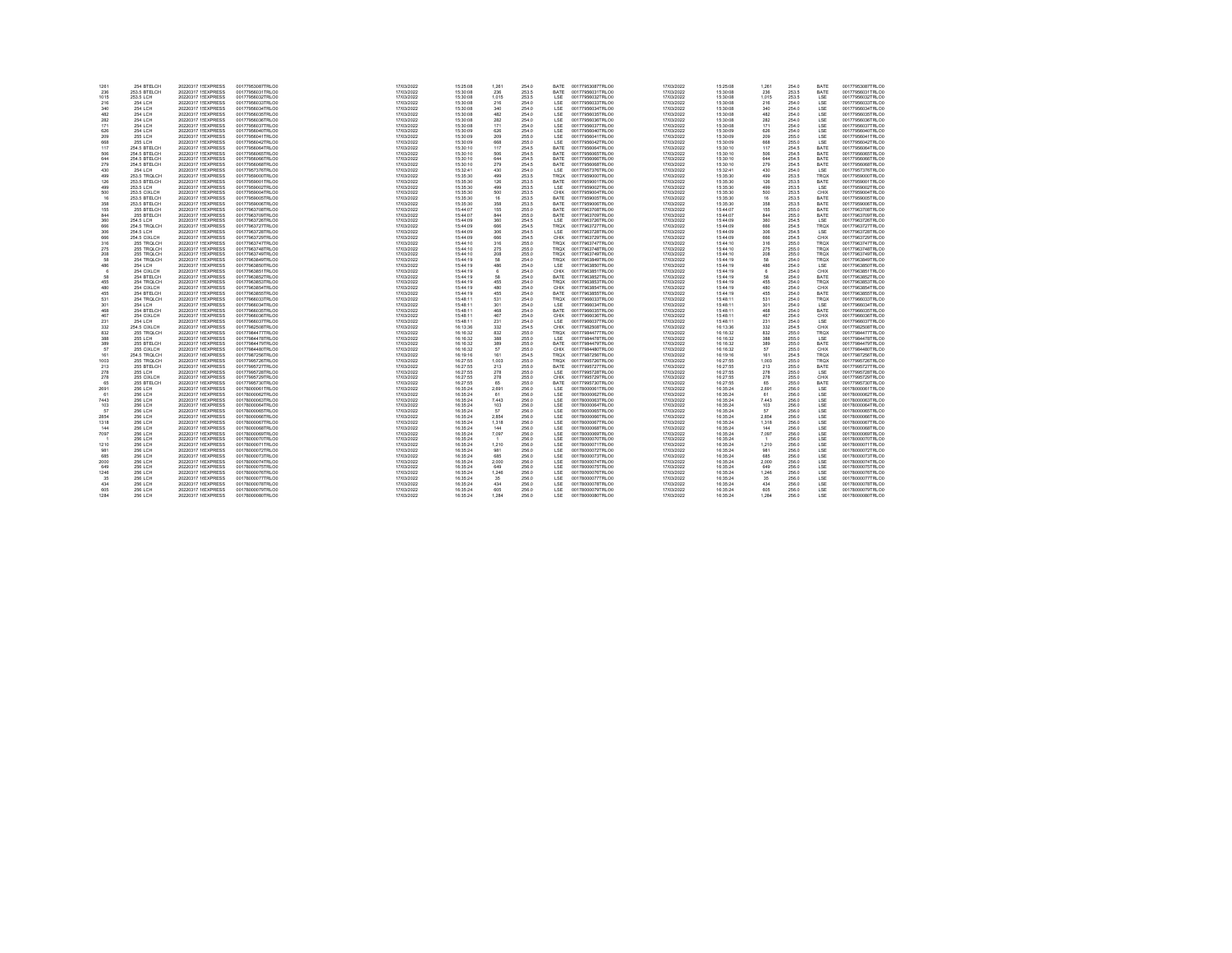| | | | | | | | | | | | | | | | |
|---|---|---|---|---|---|---|---|---|---|---|---|---|---|---|---|
| 1261 | 254 BTELCH | 20220317 15EXPRESS | 00177953087TRLO0 | 17/03/2022 | 15:25:08 | 1,261 | 254.0 | BATE | 00177953087TRLO0 | 17/03/2022 | 15:25:08 | 1,261 | 254.0 | BATE | 00177953087TRLO0 |
| 236 | 253.5 BTELCH | 20220317 15EXPRESS | 00177956031TRLO0 | 17/03/2022 | 15:30:08 | 236 | 253.5 | BATE | 00177956031TRLO0 | 17/03/2022 | 15:30:08 | 236 | 253.5 | BATE | 00177956031TRLO0 |
| 1015 | 253.5 LCH | 20220317 15EXPRESS | 00177956032TRLO0 | 17/03/2022 | 15:30:08 | 1,015 | 253.5 | LSE | 00177956032TRLO0 | 17/03/2022 | 15:30:08 | 1,015 | 253.5 | LSE | 00177956032TRLO0 |
| 216 | 254 LCH | 20220317 15EXPRESS | 00177956033TRLO0 | 17/03/2022 | 15:30:08 | 216 | 254.0 | LSE | 00177956033TRLO0 | 17/03/2022 | 15:30:08 | 216 | 254.0 | LSE | 00177956033TRLO0 |
| 340 | 254 LCH | 20220317 15EXPRESS | 00177956034TRLO0 | 17/03/2022 | 15:30:08 | 340 | 254.0 | LSE | 00177956034TRLO0 | 17/03/2022 | 15:30:08 | 340 | 254.0 | LSE | 00177956034TRLO0 |
| 482 | 254 LCH | 20220317 15EXPRESS | 00177956035TRLO0 | 17/03/2022 | 15:30:08 | 482 | 254.0 | LSE | 00177956035TRLO0 | 17/03/2022 | 15:30:08 | 482 | 254.0 | LSE | 00177956035TRLO0 |
| 282 | 254 LCH | 20220317 15EXPRESS | 00177956036TRLO0 | 17/03/2022 | 15:30:08 | 282 | 254.0 | LSE | 00177956036TRLO0 | 17/03/2022 | 15:30:08 | 282 | 254.0 | LSE | 00177956036TRLO0 |
| 171 | 254 LCH | 20220317 15EXPRESS | 00177956037TRLO0 | 17/03/2022 | 15:30:08 | 171 | 254.0 | LSE | 00177956037TRLO0 | 17/03/2022 | 15:30:08 | 171 | 254.0 | LSE | 00177956037TRLO0 |
| 626 | 254 LCH | 20220317 15EXPRESS | 00177956040TRLO0 | 17/03/2022 | 15:30:09 | 626 | 254.0 | LSE | 00177956040TRLO0 | 17/03/2022 | 15:30:09 | 626 | 254.0 | LSE | 00177956040TRLO0 |
| 209 | 255 LCH | 20220317 15EXPRESS | 00177956041TRLO0 | 17/03/2022 | 15:30:09 | 209 | 255.0 | LSE | 00177956041TRLO0 | 17/03/2022 | 15:30:09 | 209 | 255.0 | LSE | 00177956041TRLO0 |
| 668 | 255 LCH | 20220317 15EXPRESS | 00177956042TRLO0 | 17/03/2022 | 15:30:09 | 668 | 255.0 | LSE | 00177956042TRLO0 | 17/03/2022 | 15:30:09 | 668 | 255.0 | LSE | 00177956042TRLO0 |
| 117 | 254.5 BTELCH | 20220317 15EXPRESS | 00177956064TRLO0 | 17/03/2022 | 15:30:10 | 117 | 254.5 | BATE | 00177956064TRLO0 | 17/03/2022 | 15:30:10 | 117 | 254.5 | BATE | 00177956064TRLO0 |
| 506 | 254.5 BTELCH | 20220317 15EXPRESS | 00177956065TRLO0 | 17/03/2022 | 15:30:10 | 506 | 254.5 | BATE | 00177956065TRLO0 | 17/03/2022 | 15:30:10 | 506 | 254.5 | BATE | 00177956065TRLO0 |
| 644 | 254.5 BTELCH | 20220317 15EXPRESS | 00177956066TRLO0 | 17/03/2022 | 15:30:10 | 644 | 254.5 | BATE | 00177956066TRLO0 | 17/03/2022 | 15:30:10 | 644 | 254.5 | BATE | 00177956066TRLO0 |
| 279 | 254.5 BTELCH | 20220317 15EXPRESS | 00177956068TRLO0 | 17/03/2022 | 15:30:10 | 279 | 254.5 | BATE | 00177956068TRLO0 | 17/03/2022 | 15:30:10 | 279 | 254.5 | BATE | 00177956068TRLO0 |
| 430 | 254 LCH | 20220317 15EXPRESS | 00177957376TRLO0 | 17/03/2022 | 15:32:41 | 430 | 254.0 | LSE | 00177957376TRLO0 | 17/03/2022 | 15:32:41 | 430 | 254.0 | LSE | 00177957376TRLO0 |
| 499 | 253.5 TRQLCH | 20220317 15EXPRESS | 00177959000TRLO0 | 17/03/2022 | 15:35:30 | 499 | 253.5 | TRQX | 00177959000TRLO0 | 17/03/2022 | 15:35:30 | 499 | 253.5 | TRQX | 00177959000TRLO0 |
| 126 | 253.5 BTELCH | 20220317 15EXPRESS | 00177959001TRLO0 | 17/03/2022 | 15:35:30 | 126 | 253.5 | BATE | 00177959001TRLO0 | 17/03/2022 | 15:35:30 | 126 | 253.5 | BATE | 00177959001TRLO0 |
| 499 | 253.5 LCH | 20220317 15EXPRESS | 00177959002TRLO0 | 17/03/2022 | 15:35:30 | 499 | 253.5 | LSE | 00177959002TRLO0 | 17/03/2022 | 15:35:30 | 499 | 253.5 | LSE | 00177959002TRLO0 |
| 500 | 253.5 CIXLCH | 20220317 15EXPRESS | 00177959004TRLO0 | 17/03/2022 | 15:35:30 | 500 | 253.5 | CHIX | 00177959004TRLO0 | 17/03/2022 | 15:35:30 | 500 | 253.5 | CHIX | 00177959004TRLO0 |
| 16 | 253.5 BTELCH | 20220317 15EXPRESS | 00177959005TRLO0 | 17/03/2022 | 15:35:30 | 16 | 253.5 | BATE | 00177959005TRLO0 | 17/03/2022 | 15:35:30 | 16 | 253.5 | BATE | 00177959005TRLO0 |
| 358 | 253.5 BTELCH | 20220317 15EXPRESS | 00177959006TRLO0 | 17/03/2022 | 15:35:30 | 358 | 253.5 | BATE | 00177959006TRLO0 | 17/03/2022 | 15:35:30 | 358 | 253.5 | BATE | 00177959006TRLO0 |
| 155 | 255 BTELCH | 20220317 15EXPRESS | 00177963708TRLO0 | 17/03/2022 | 15:44:07 | 155 | 255.0 | BATE | 00177963708TRLO0 | 17/03/2022 | 15:44:07 | 155 | 255.0 | BATE | 00177963708TRLO0 |
| 844 | 255 BTELCH | 20220317 15EXPRESS | 00177963709TRLO0 | 17/03/2022 | 15:44:07 | 844 | 255.0 | BATE | 00177963709TRLO0 | 17/03/2022 | 15:44:07 | 844 | 255.0 | BATE | 00177963709TRLO0 |
| 360 | 254.5 LCH | 20220317 15EXPRESS | 00177963726TRLO0 | 17/03/2022 | 15:44:09 | 360 | 254.5 | LSE | 00177963726TRLO0 | 17/03/2022 | 15:44:09 | 360 | 254.5 | LSE | 00177963726TRLO0 |
| 666 | 254.5 TRQLCH | 20220317 15EXPRESS | 00177963727TRLO0 | 17/03/2022 | 15:44:09 | 666 | 254.5 | TRQX | 00177963727TRLO0 | 17/03/2022 | 15:44:09 | 666 | 254.5 | TRQX | 00177963727TRLO0 |
| 306 | 254.5 LCH | 20220317 15EXPRESS | 00177963728TRLO0 | 17/03/2022 | 15:44:09 | 306 | 254.5 | LSE | 00177963728TRLO0 | 17/03/2022 | 15:44:09 | 306 | 254.5 | LSE | 00177963728TRLO0 |
| 666 | 254.5 CIXLCH | 20220317 15EXPRESS | 00177963729TRLO0 | 17/03/2022 | 15:44:09 | 666 | 254.5 | CHIX | 00177963729TRLO0 | 17/03/2022 | 15:44:09 | 666 | 254.5 | CHIX | 00177963729TRLO0 |
| 316 | 255 TRQLCH | 20220317 15EXPRESS | 00177963747TRLO0 | 17/03/2022 | 15:44:10 | 316 | 255.0 | TRQX | 00177963747TRLO0 | 17/03/2022 | 15:44:10 | 316 | 255.0 | TRQX | 00177963747TRLO0 |
| 275 | 255 TRQLCH | 20220317 15EXPRESS | 00177963748TRLO0 | 17/03/2022 | 15:44:10 | 275 | 255.0 | TRQX | 00177963748TRLO0 | 17/03/2022 | 15:44:10 | 275 | 255.0 | TRQX | 00177963748TRLO0 |
| 208 | 255 TRQLCH | 20220317 15EXPRESS | 00177963749TRLO0 | 17/03/2022 | 15:44:10 | 208 | 255.0 | TRQX | 00177963749TRLO0 | 17/03/2022 | 15:44:10 | 208 | 255.0 | TRQX | 00177963749TRLO0 |
| 58 | 254 TRQLCH | 20220317 15EXPRESS | 00177963849TRLO0 | 17/03/2022 | 15:44:19 | 58 | 254.0 | TRQX | 00177963849TRLO0 | 17/03/2022 | 15:44:19 | 58 | 254.0 | TRQX | 00177963849TRLO0 |
| 486 | 254 LCH | 20220317 15EXPRESS | 00177963850TRLO0 | 17/03/2022 | 15:44:19 | 486 | 254.0 | LSE | 00177963850TRLO0 | 17/03/2022 | 15:44:19 | 486 | 254.0 | LSE | 00177963850TRLO0 |
| 6 | 254 CIXLCH | 20220317 15EXPRESS | 00177963851TRLO0 | 17/03/2022 | 15:44:19 | 6 | 254.0 | CHIX | 00177963851TRLO0 | 17/03/2022 | 15:44:19 | 6 | 254.0 | CHIX | 00177963851TRLO0 |
| 58 | 254 BTELCH | 20220317 15EXPRESS | 00177963852TRLO0 | 17/03/2022 | 15:44:19 | 58 | 254.0 | BATE | 00177963852TRLO0 | 17/03/2022 | 15:44:19 | 58 | 254.0 | BATE | 00177963852TRLO0 |
| 455 | 254 TRQLCH | 20220317 15EXPRESS | 00177963853TRLO0 | 17/03/2022 | 15:44:19 | 455 | 254.0 | TRQX | 00177963853TRLO0 | 17/03/2022 | 15:44:19 | 455 | 254.0 | TRQX | 00177963853TRLO0 |
| 480 | 254 CIXLCH | 20220317 15EXPRESS | 00177963854TRLO0 | 17/03/2022 | 15:44:19 | 480 | 254.0 | CHIX | 00177963854TRLO0 | 17/03/2022 | 15:44:19 | 480 | 254.0 | CHIX | 00177963854TRLO0 |
| 455 | 254 BTELCH | 20220317 15EXPRESS | 00177963855TRLO0 | 17/03/2022 | 15:44:19 | 455 | 254.0 | BATE | 00177963855TRLO0 | 17/03/2022 | 15:44:19 | 455 | 254.0 | BATE | 00177963855TRLO0 |
| 531 | 254 TRQLCH | 20220317 15EXPRESS | 00177966033TRLO0 | 17/03/2022 | 15:48:11 | 531 | 254.0 | TRQX | 00177966033TRLO0 | 17/03/2022 | 15:48:11 | 531 | 254.0 | TRQX | 00177966033TRLO0 |
| 301 | 254 LCH | 20220317 15EXPRESS | 00177966034TRLO0 | 17/03/2022 | 15:48:11 | 301 | 254.0 | LSE | 00177966034TRLO0 | 17/03/2022 | 15:48:11 | 301 | 254.0 | LSE | 00177966034TRLO0 |
| 468 | 254 BTELCH | 20220317 15EXPRESS | 00177966035TRLO0 | 17/03/2022 | 15:48:11 | 468 | 254.0 | BATE | 00177966035TRLO0 | 17/03/2022 | 15:48:11 | 468 | 254.0 | BATE | 00177966035TRLO0 |
| 467 | 254 CIXLCH | 20220317 15EXPRESS | 00177966036TRLO0 | 17/03/2022 | 15:48:11 | 467 | 254.0 | CHIX | 00177966036TRLO0 | 17/03/2022 | 15:48:11 | 467 | 254.0 | CHIX | 00177966036TRLO0 |
| 231 | 254 LCH | 20220317 15EXPRESS | 00177966037TRLO0 | 17/03/2022 | 15:48:11 | 231 | 254.0 | LSE | 00177966037TRLO0 | 17/03/2022 | 15:48:11 | 231 | 254.0 | LSE | 00177966037TRLO0 |
| 332 | 254.5 CIXLCH | 20220317 15EXPRESS | 00177982508TRLO0 | 17/03/2022 | 16:13:36 | 332 | 254.5 | CHIX | 00177982508TRLO0 | 17/03/2022 | 16:13:36 | 332 | 254.5 | CHIX | 00177982508TRLO0 |
| 832 | 255 TRQLCH | 20220317 15EXPRESS | 00177984477TRLO0 | 17/03/2022 | 16:16:32 | 832 | 255.0 | TRQX | 00177984477TRLO0 | 17/03/2022 | 16:16:32 | 832 | 255.0 | TRQX | 00177984477TRLO0 |
| 388 | 255 LCH | 20220317 15EXPRESS | 00177984478TRLO0 | 17/03/2022 | 16:16:32 | 388 | 255.0 | LSE | 00177984478TRLO0 | 17/03/2022 | 16:16:32 | 388 | 255.0 | LSE | 00177984478TRLO0 |
| 389 | 255 BTELCH | 20220317 15EXPRESS | 00177984479TRLO0 | 17/03/2022 | 16:16:32 | 389 | 255.0 | BATE | 00177984479TRLO0 | 17/03/2022 | 16:16:32 | 389 | 255.0 | BATE | 00177984479TRLO0 |
| 57 | 255 CIXLCH | 20220317 15EXPRESS | 00177984480TRLO0 | 17/03/2022 | 16:16:32 | 57 | 255.0 | CHIX | 00177984480TRLO0 | 17/03/2022 | 16:16:32 | 57 | 255.0 | CHIX | 00177984480TRLO0 |
| 161 | 254.5 TRQLCH | 20220317 15EXPRESS | 00177987256TRLO0 | 17/03/2022 | 16:19:16 | 161 | 254.5 | TRQX | 00177987256TRLO0 | 17/03/2022 | 16:19:16 | 161 | 254.5 | TRQX | 00177987256TRLO0 |
| 1003 | 255 TRQLCH | 20220317 15EXPRESS | 00177995726TRLO0 | 17/03/2022 | 16:27:55 | 1,003 | 255.0 | TRQX | 00177995726TRLO0 | 17/03/2022 | 16:27:55 | 1,003 | 255.0 | TRQX | 00177995726TRLO0 |
| 213 | 255 BTELCH | 20220317 15EXPRESS | 00177995727TRLO0 | 17/03/2022 | 16:27:55 | 213 | 255.0 | BATE | 00177995727TRLO0 | 17/03/2022 | 16:27:55 | 213 | 255.0 | BATE | 00177995727TRLO0 |
| 278 | 255 LCH | 20220317 15EXPRESS | 00177995728TRLO0 | 17/03/2022 | 16:27:55 | 278 | 255.0 | LSE | 00177995728TRLO0 | 17/03/2022 | 16:27:55 | 278 | 255.0 | LSE | 00177995728TRLO0 |
| 278 | 255 CIXLCH | 20220317 15EXPRESS | 00177995729TRLO0 | 17/03/2022 | 16:27:55 | 278 | 255.0 | CHIX | 00177995729TRLO0 | 17/03/2022 | 16:27:55 | 278 | 255.0 | CHIX | 00177995729TRLO0 |
| 65 | 255 BTELCH | 20220317 15EXPRESS | 00177995730TRLO0 | 17/03/2022 | 16:27:55 | 65 | 255.0 | BATE | 00177995730TRLO0 | 17/03/2022 | 16:27:55 | 65 | 255.0 | BATE | 00177995730TRLO0 |
| 2691 | 256 LCH | 20220317 15EXPRESS | 00178000061TRLO0 | 17/03/2022 | 16:35:24 | 2,691 | 256.0 | LSE | 00178000061TRLO0 | 17/03/2022 | 16:35:24 | 2,691 | 256.0 | LSE | 00178000061TRLO0 |
| 61 | 256 LCH | 20220317 15EXPRESS | 00178000062TRLO0 | 17/03/2022 | 16:35:24 | 61 | 256.0 | LSE | 00178000062TRLO0 | 17/03/2022 | 16:35:24 | 61 | 256.0 | LSE | 00178000062TRLO0 |
| 7443 | 256 LCH | 20220317 15EXPRESS | 00178000063TRLO0 | 17/03/2022 | 16:35:24 | 7,443 | 256.0 | LSE | 00178000063TRLO0 | 17/03/2022 | 16:35:24 | 7,443 | 256.0 | LSE | 00178000063TRLO0 |
| 103 | 256 LCH | 20220317 15EXPRESS | 00178000064TRLO0 | 17/03/2022 | 16:35:24 | 103 | 256.0 | LSE | 00178000064TRLO0 | 17/03/2022 | 16:35:24 | 103 | 256.0 | LSE | 00178000064TRLO0 |
| 57 | 256 LCH | 20220317 15EXPRESS | 00178000065TRLO0 | 17/03/2022 | 16:35:24 | 57 | 256.0 | LSE | 00178000065TRLO0 | 17/03/2022 | 16:35:24 | 57 | 256.0 | LSE | 00178000065TRLO0 |
| 2854 | 256 LCH | 20220317 15EXPRESS | 00178000066TRLO0 | 17/03/2022 | 16:35:24 | 2,854 | 256.0 | LSE | 00178000066TRLO0 | 17/03/2022 | 16:35:24 | 2,854 | 256.0 | LSE | 00178000066TRLO0 |
| 1318 | 256 LCH | 20220317 15EXPRESS | 00178000067TRLO0 | 17/03/2022 | 16:35:24 | 1,318 | 256.0 | LSE | 00178000067TRLO0 | 17/03/2022 | 16:35:24 | 1,318 | 256.0 | LSE | 00178000067TRLO0 |
| 144 | 256 LCH | 20220317 15EXPRESS | 00178000068TRLO0 | 17/03/2022 | 16:35:24 | 144 | 256.0 | LSE | 00178000068TRLO0 | 17/03/2022 | 16:35:24 | 144 | 256.0 | LSE | 00178000068TRLO0 |
| 7097 | 256 LCH | 20220317 15EXPRESS | 00178000069TRLO0 | 17/03/2022 | 16:35:24 | 7,097 | 256.0 | LSE | 00178000069TRLO0 | 17/03/2022 | 16:35:24 | 7,097 | 256.0 | LSE | 00178000069TRLO0 |
| 1 | 256 LCH | 20220317 15EXPRESS | 00178000070TRLO0 | 17/03/2022 | 16:35:24 | 1 | 256.0 | LSE | 00178000070TRLO0 | 17/03/2022 | 16:35:24 | 1 | 256.0 | LSE | 00178000070TRLO0 |
| 1210 | 256 LCH | 20220317 15EXPRESS | 00178000071TRLO0 | 17/03/2022 | 16:35:24 | 1,210 | 256.0 | LSE | 00178000071TRLO0 | 17/03/2022 | 16:35:24 | 1,210 | 256.0 | LSE | 00178000071TRLO0 |
| 981 | 256 LCH | 20220317 15EXPRESS | 00178000072TRLO0 | 17/03/2022 | 16:35:24 | 981 | 256.0 | LSE | 00178000072TRLO0 | 17/03/2022 | 16:35:24 | 981 | 256.0 | LSE | 00178000072TRLO0 |
| 685 | 256 LCH | 20220317 15EXPRESS | 00178000073TRLO0 | 17/03/2022 | 16:35:24 | 685 | 256.0 | LSE | 00178000073TRLO0 | 17/03/2022 | 16:35:24 | 685 | 256.0 | LSE | 00178000073TRLO0 |
| 2000 | 256 LCH | 20220317 15EXPRESS | 00178000074TRLO0 | 17/03/2022 | 16:35:24 | 2,000 | 256.0 | LSE | 00178000074TRLO0 | 17/03/2022 | 16:35:24 | 2,000 | 256.0 | LSE | 00178000074TRLO0 |
| 649 | 256 LCH | 20220317 15EXPRESS | 00178000075TRLO0 | 17/03/2022 | 16:35:24 | 649 | 256.0 | LSE | 00178000075TRLO0 | 17/03/2022 | 16:35:24 | 649 | 256.0 | LSE | 00178000075TRLO0 |
| 1246 | 256 LCH | 20220317 15EXPRESS | 00178000076TRLO0 | 17/03/2022 | 16:35:24 | 1,246 | 256.0 | LSE | 00178000076TRLO0 | 17/03/2022 | 16:35:24 | 1,246 | 256.0 | LSE | 00178000076TRLO0 |
| 35 | 256 LCH | 20220317 15EXPRESS | 00178000077TRLO0 | 17/03/2022 | 16:35:24 | 35 | 256.0 | LSE | 00178000077TRLO0 | 17/03/2022 | 16:35:24 | 35 | 256.0 | LSE | 00178000077TRLO0 |
| 434 | 256 LCH | 20220317 15EXPRESS | 00178000078TRLO0 | 17/03/2022 | 16:35:24 | 434 | 256.0 | LSE | 00178000078TRLO0 | 17/03/2022 | 16:35:24 | 434 | 256.0 | LSE | 00178000078TRLO0 |
| 605 | 256 LCH | 20220317 15EXPRESS | 00178000079TRLO0 | 17/03/2022 | 16:35:24 | 605 | 256.0 | LSE | 00178000079TRLO0 | 17/03/2022 | 16:35:24 | 605 | 256.0 | LSE | 00178000079TRLO0 |
| 1284 | 256 LCH | 20220317 15EXPRESS | 00178000080TRLO0 | 17/03/2022 | 16:35:24 | 1,284 | 256.0 | LSE | 00178000080TRLO0 | 17/03/2022 | 16:35:24 | 1,284 | 256.0 | LSE | 00178000080TRLO0 |